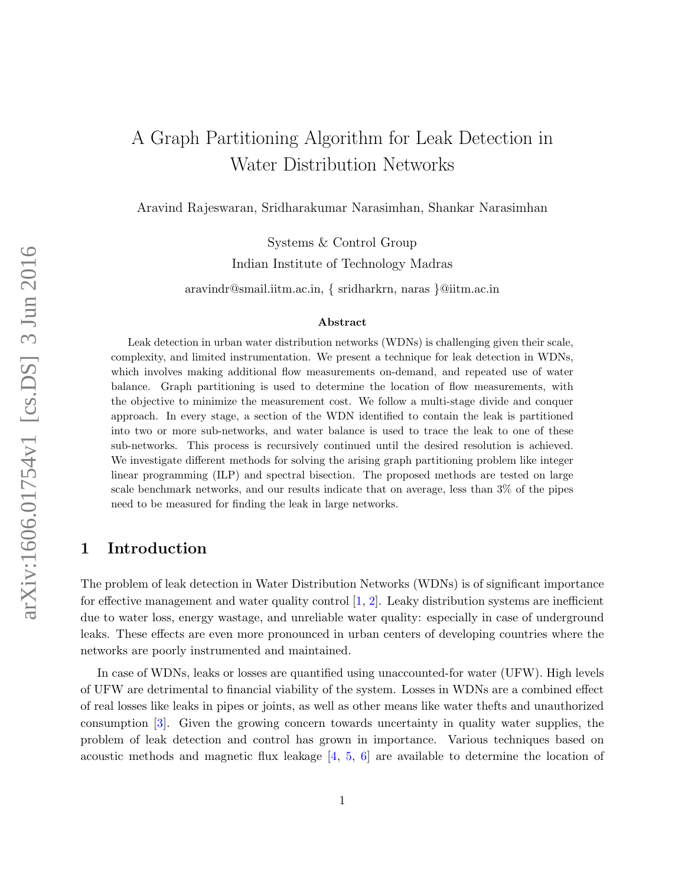# A Graph Partitioning Algorithm for Leak Detection in Water Distribution Networks

Aravind Rajeswaran, Sridharakumar Narasimhan, Shankar Narasimhan

Systems & Control Group
Indian Institute of Technology Madras

aravindr@smail.iitm.ac.in, { sridharkrn, naras }@iitm.ac.in

### Abstract

Leak detection in urban water distribution networks (WDNs) is challenging given their scale, complexity, and limited instrumentation. We present a technique for leak detection in WDNs, which involves making additional flow measurements on-demand, and repeated use of water balance. Graph partitioning is used to determine the location of flow measurements, with the objective to minimize the measurement cost. We follow a multi-stage divide and conquer approach. In every stage, a section of the WDN identified to contain the leak is partitioned into two or more sub-networks, and water balance is used to trace the leak to one of these sub-networks. This process is recursively continued until the desired resolution is achieved. We investigate different methods for solving the arising graph partitioning problem like integer linear programming (ILP) and spectral bisection. The proposed methods are tested on large scale benchmark networks, and our results indicate that on average, less than 3% of the pipes need to be measured for finding the leak in large networks.

## 1 Introduction

The problem of leak detection in Water Distribution Networks (WDNs) is of significant importance for effective management and water quality control [1, 2]. Leaky distribution systems are inefficient due to water loss, energy wastage, and unreliable water quality: especially in case of underground leaks. These effects are even more pronounced in urban centers of developing countries where the networks are poorly instrumented and maintained.

In case of WDNs, leaks or losses are quantified using unaccounted-for water (UFW). High levels of UFW are detrimental to financial viability of the system. Losses in WDNs are a combined effect of real losses like leaks in pipes or joints, as well as other means like water thefts and unauthorized consumption [3]. Given the growing concern towards uncertainty in quality water supplies, the problem of leak detection and control has grown in importance. Various techniques based on acoustic methods and magnetic flux leakage [4, 5, 6] are available to determine the location of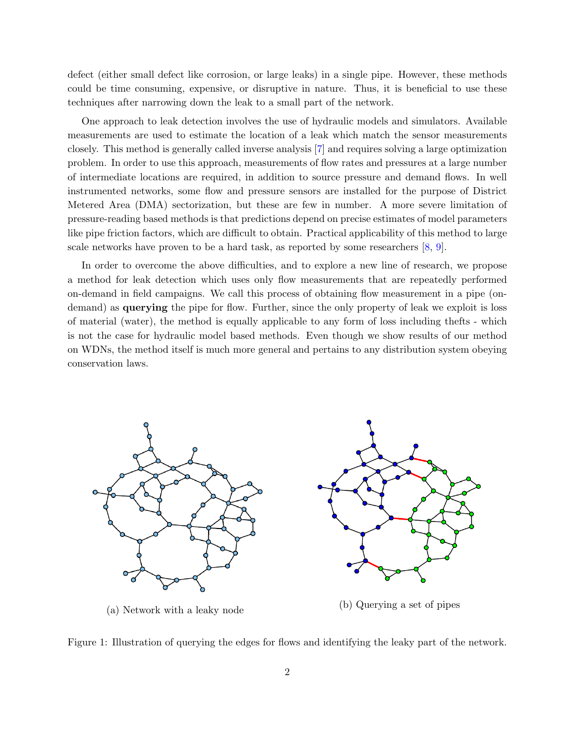defect (either small defect like corrosion, or large leaks) in a single pipe. However, these methods could be time consuming, expensive, or disruptive in nature. Thus, it is beneficial to use these techniques after narrowing down the leak to a small part of the network.

One approach to leak detection involves the use of hydraulic models and simulators. Available measurements are used to estimate the location of a leak which match the sensor measurements closely. This method is generally called inverse analysis [7] and requires solving a large optimization problem. In order to use this approach, measurements of flow rates and pressures at a large number of intermediate locations are required, in addition to source pressure and demand flows. In well instrumented networks, some flow and pressure sensors are installed for the purpose of District Metered Area (DMA) sectorization, but these are few in number. A more severe limitation of pressure-reading based methods is that predictions depend on precise estimates of model parameters like pipe friction factors, which are difficult to obtain. Practical applicability of this method to large scale networks have proven to be a hard task, as reported by some researchers [8, 9].

In order to overcome the above difficulties, and to explore a new line of research, we propose a method for leak detection which uses only flow measurements that are repeatedly performed on-demand in field campaigns. We call this process of obtaining flow measurement in a pipe (on-demand) as **querying** the pipe for flow. Further, since the only property of leak we exploit is loss of material (water), the method is equally applicable to any form of loss including thefts - which is not the case for hydraulic model based methods. Even though we show results of our method on WDNs, the method itself is much more general and pertains to any distribution system obeying conservation laws.

(a) Network with a leaky node

(b) Querying a set of pipes

Figure 1: Illustration of querying the edges for flows and identifying the leaky part of the network.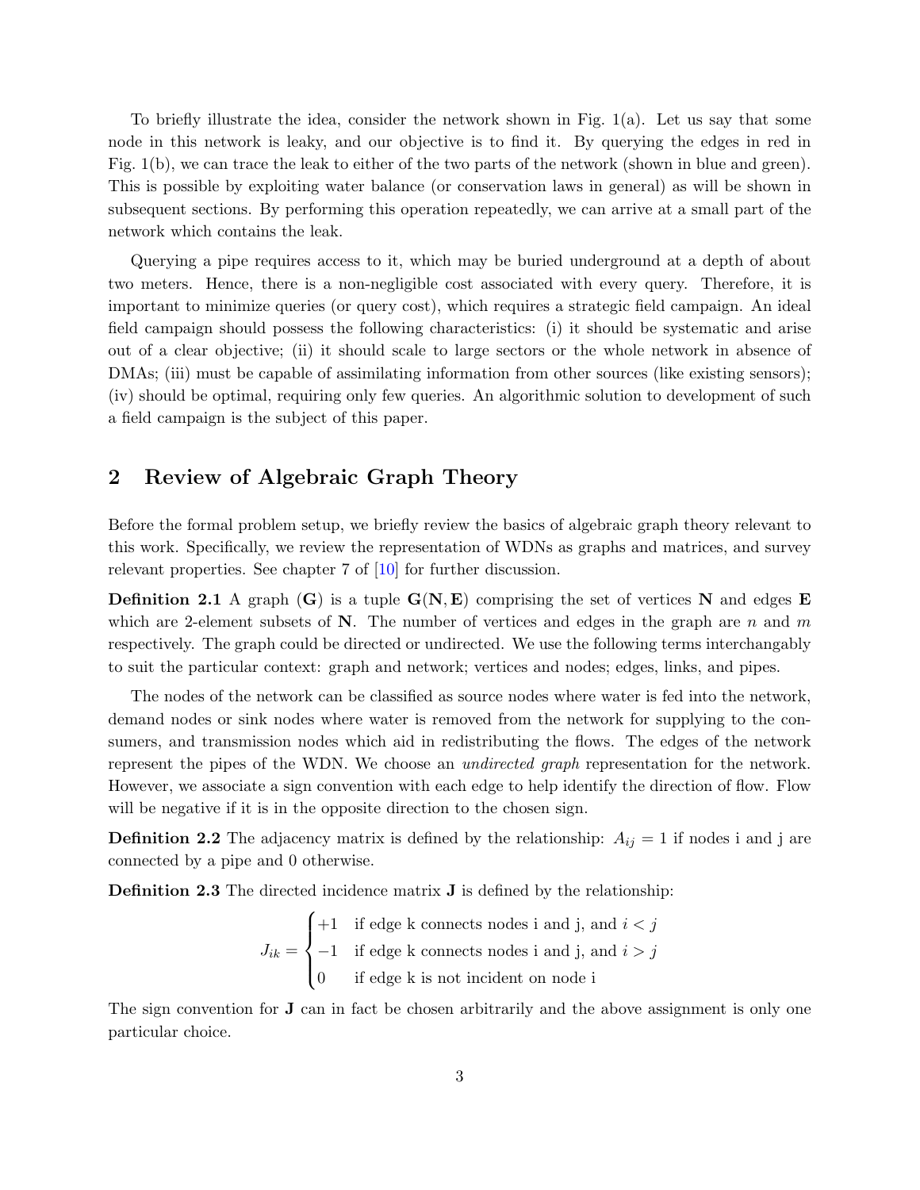To briefly illustrate the idea, consider the network shown in Fig. 1(a). Let us say that some node in this network is leaky, and our objective is to find it. By querying the edges in red in Fig. 1(b), we can trace the leak to either of the two parts of the network (shown in blue and green). This is possible by exploiting water balance (or conservation laws in general) as will be shown in subsequent sections. By performing this operation repeatedly, we can arrive at a small part of the network which contains the leak.

Querying a pipe requires access to it, which may be buried underground at a depth of about two meters. Hence, there is a non-negligible cost associated with every query. Therefore, it is important to minimize queries (or query cost), which requires a strategic field campaign. An ideal field campaign should possess the following characteristics: (i) it should be systematic and arise out of a clear objective; (ii) it should scale to large sectors or the whole network in absence of DMAs; (iii) must be capable of assimilating information from other sources (like existing sensors); (iv) should be optimal, requiring only few queries. An algorithmic solution to development of such a field campaign is the subject of this paper.

## 2 Review of Algebraic Graph Theory

Before the formal problem setup, we briefly review the basics of algebraic graph theory relevant to this work. Specifically, we review the representation of WDNs as graphs and matrices, and survey relevant properties. See chapter 7 of [10] for further discussion.

**Definition 2.1** A graph ($\mathbf{G}$) is a tuple $\mathbf{G}(\mathbf{N}, \mathbf{E})$ comprising the set of vertices $\mathbf{N}$ and edges $\mathbf{E}$ which are 2-element subsets of $\mathbf{N}$. The number of vertices and edges in the graph are $n$ and $m$ respectively. The graph could be directed or undirected. We use the following terms interchangably to suit the particular context: graph and network; vertices and nodes; edges, links, and pipes.

The nodes of the network can be classified as source nodes where water is fed into the network, demand nodes or sink nodes where water is removed from the network for supplying to the consumers, and transmission nodes which aid in redistributing the flows. The edges of the network represent the pipes of the WDN. We choose an *undirected graph* representation for the network. However, we associate a sign convention with each edge to help identify the direction of flow. Flow will be negative if it is in the opposite direction to the chosen sign.

**Definition 2.2** The adjacency matrix is defined by the relationship: $A_{ij} = 1$ if nodes i and j are connected by a pipe and 0 otherwise.

**Definition 2.3** The directed incidence matrix $\mathbf{J}$ is defined by the relationship:

$$J_{ik} = \begin{cases} +1 & \text{if edge k connects nodes i and j, and } i < j \\ -1 & \text{if edge k connects nodes i and j, and } i > j \\ 0 & \text{if edge k is not incident on node i} \end{cases}$$

The sign convention for $\mathbf{J}$ can in fact be chosen arbitrarily and the above assignment is only one particular choice.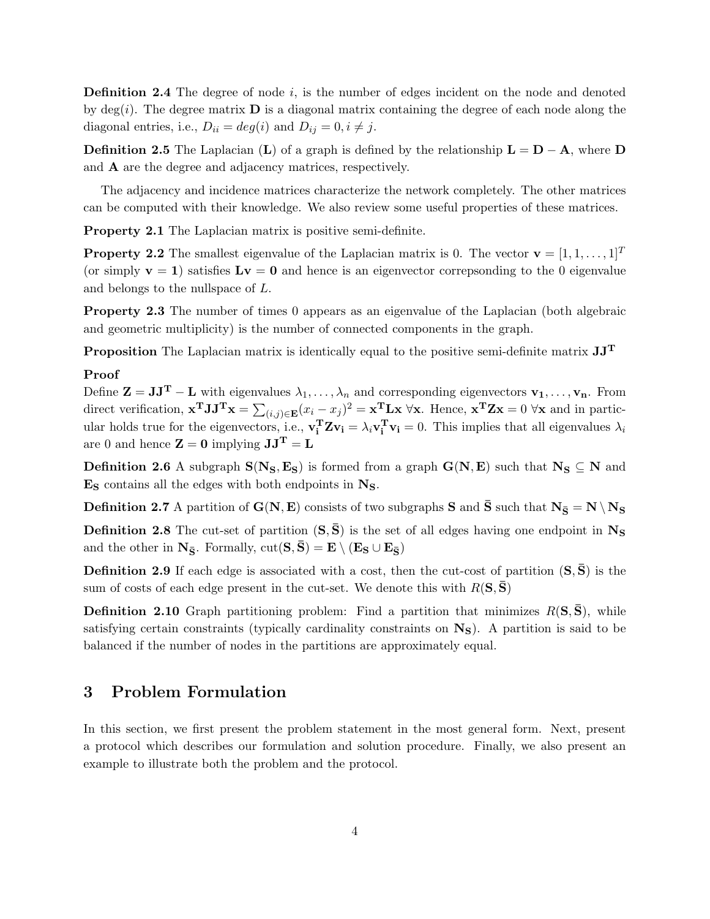**Definition 2.4** The degree of node $i$, is the number of edges incident on the node and denoted by $\deg(i)$. The degree matrix $\mathbf{D}$ is a diagonal matrix containing the degree of each node along the diagonal entries, i.e., $D_{ii} = deg(i)$ and $D_{ij} = 0, i \neq j$.

**Definition 2.5** The Laplacian ($\mathbf{L}$) of a graph is defined by the relationship $\mathbf{L} = \mathbf{D} - \mathbf{A}$, where $\mathbf{D}$ and $\mathbf{A}$ are the degree and adjacency matrices, respectively.

The adjacency and incidence matrices characterize the network completely. The other matrices can be computed with their knowledge. We also review some useful properties of these matrices.

**Property 2.1** The Laplacian matrix is positive semi-definite.

**Property 2.2** The smallest eigenvalue of the Laplacian matrix is 0. The vector $\mathbf{v} = [1, 1, \ldots, 1]^T$ (or simply $\mathbf{v} = \mathbf{1}$) satisfies $\mathbf{Lv} = \mathbf{0}$ and hence is an eigenvector correpsonding to the 0 eigenvalue and belongs to the nullspace of $L$.

**Property 2.3** The number of times 0 appears as an eigenvalue of the Laplacian (both algebraic and geometric multiplicity) is the number of connected components in the graph.

**Proposition** The Laplacian matrix is identically equal to the positive semi-definite matrix $\mathbf{JJ^T}$

**Proof**
Define $\mathbf{Z} = \mathbf{JJ^T} - \mathbf{L}$ with eigenvalues $\lambda_1, \ldots, \lambda_n$ and corresponding eigenvectors $\mathbf{v_1}, \ldots, \mathbf{v_n}$. From direct verification, $\mathbf{x^T JJ^T x} = \sum_{(i,j)\in\mathbf{E}} (x_i - x_j)^2 = \mathbf{x^T L x} \ \forall \mathbf{x}$. Hence, $\mathbf{x^T Z x} = 0 \ \forall \mathbf{x}$ and in particular holds true for the eigenvectors, i.e., $\mathbf{v_i^T Z v_i} = \lambda_i \mathbf{v_i^T v_i} = 0$. This implies that all eigenvalues $\lambda_i$ are 0 and hence $\mathbf{Z} = \mathbf{0}$ implying $\mathbf{JJ^T} = \mathbf{L}$

**Definition 2.6** A subgraph $\mathbf{S}(\mathbf{N_S}, \mathbf{E_S})$ is formed from a graph $\mathbf{G}(\mathbf{N}, \mathbf{E})$ such that $\mathbf{N_S} \subseteq \mathbf{N}$ and $\mathbf{E_S}$ contains all the edges with both endpoints in $\mathbf{N_S}$.

**Definition 2.7** A partition of $\mathbf{G}(\mathbf{N}, \mathbf{E})$ consists of two subgraphs $\mathbf{S}$ and $\bar{\mathbf{S}}$ such that $\mathbf{N_{\bar{S}}} = \mathbf{N} \setminus \mathbf{N_S}$

**Definition 2.8** The cut-set of partition $(\mathbf{S}, \bar{\mathbf{S}})$ is the set of all edges having one endpoint in $\mathbf{N_S}$ and the other in $\mathbf{N_{\bar{S}}}$. Formally, $\text{cut}(\mathbf{S}, \bar{\mathbf{S}}) = \mathbf{E} \setminus (\mathbf{E_S} \cup \mathbf{E_{\bar{S}}})$

**Definition 2.9** If each edge is associated with a cost, then the cut-cost of partition $(\mathbf{S}, \bar{\mathbf{S}})$ is the sum of costs of each edge present in the cut-set. We denote this with $R(\mathbf{S}, \bar{\mathbf{S}})$

**Definition 2.10** Graph partitioning problem: Find a partition that minimizes $R(\mathbf{S}, \bar{\mathbf{S}})$, while satisfying certain constraints (typically cardinality constraints on $\mathbf{N_S}$). A partition is said to be balanced if the number of nodes in the partitions are approximately equal.

## 3 Problem Formulation

In this section, we first present the problem statement in the most general form. Next, present a protocol which describes our formulation and solution procedure. Finally, we also present an example to illustrate both the problem and the protocol.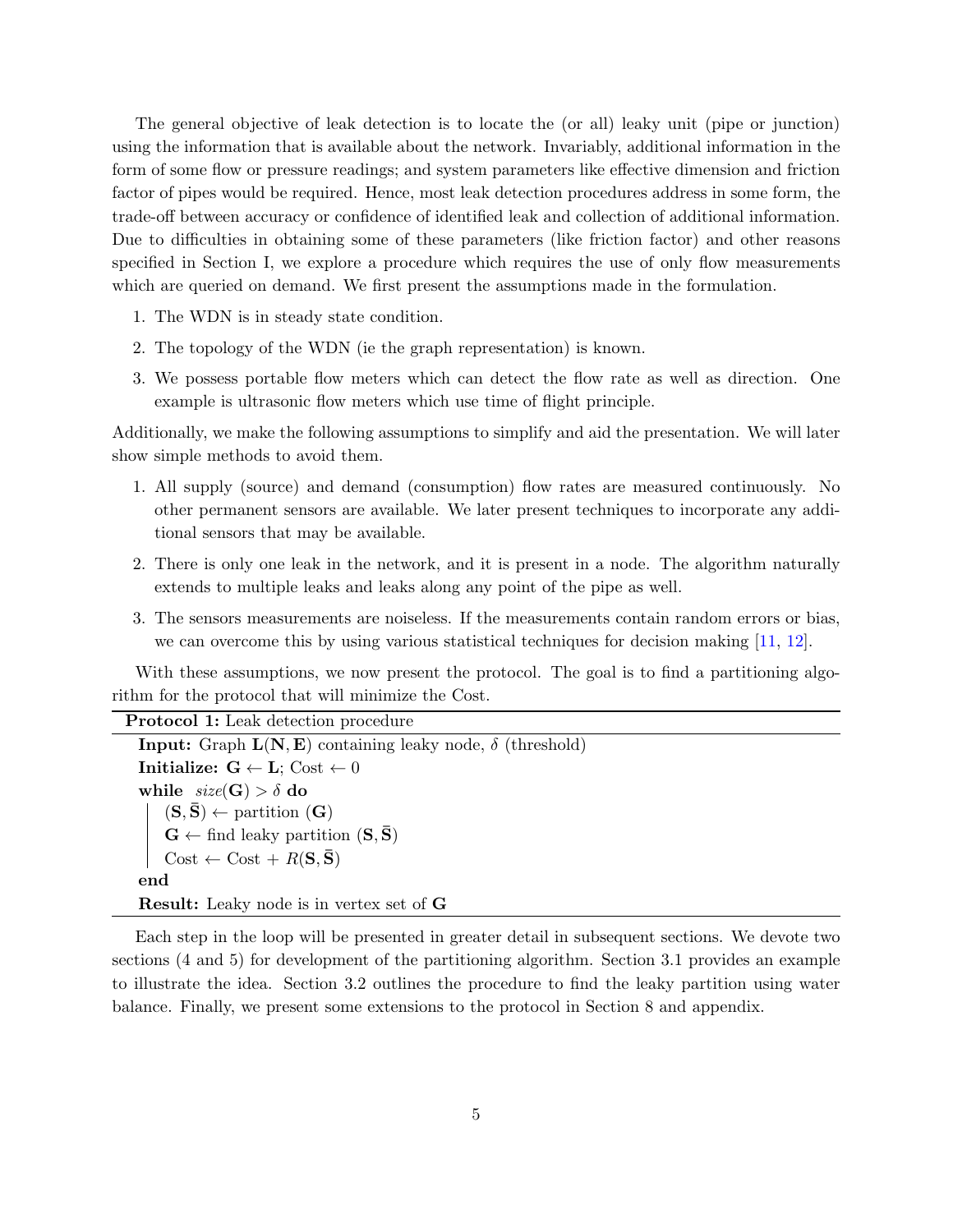The general objective of leak detection is to locate the (or all) leaky unit (pipe or junction) using the information that is available about the network. Invariably, additional information in the form of some flow or pressure readings; and system parameters like effective dimension and friction factor of pipes would be required. Hence, most leak detection procedures address in some form, the trade-off between accuracy or confidence of identified leak and collection of additional information. Due to difficulties in obtaining some of these parameters (like friction factor) and other reasons specified in Section I, we explore a procedure which requires the use of only flow measurements which are queried on demand. We first present the assumptions made in the formulation.

1. The WDN is in steady state condition.
2. The topology of the WDN (ie the graph representation) is known.
3. We possess portable flow meters which can detect the flow rate as well as direction. One example is ultrasonic flow meters which use time of flight principle.

Additionally, we make the following assumptions to simplify and aid the presentation. We will later show simple methods to avoid them.

1. All supply (source) and demand (consumption) flow rates are measured continuously. No other permanent sensors are available. We later present techniques to incorporate any additional sensors that may be available.
2. There is only one leak in the network, and it is present in a node. The algorithm naturally extends to multiple leaks and leaks along any point of the pipe as well.
3. The sensors measurements are noiseless. If the measurements contain random errors or bias, we can overcome this by using various statistical techniques for decision making [11, 12].

With these assumptions, we now present the protocol. The goal is to find a partitioning algorithm for the protocol that will minimize the Cost.

---

**Protocol 1:** Leak detection procedure

---

**Input:** Graph $\mathbf{L}(\mathbf{N}, \mathbf{E})$ containing leaky node, $\delta$ (threshold)

**Initialize:** $\mathbf{G} \leftarrow \mathbf{L}$; Cost $\leftarrow 0$

**while** $size(\mathbf{G}) > \delta$ **do**

  $(\mathbf{S}, \bar{\mathbf{S}}) \leftarrow$ partition $(\mathbf{G})$

  $\mathbf{G} \leftarrow$ find leaky partition $(\mathbf{S}, \bar{\mathbf{S}})$

  Cost $\leftarrow$ Cost + $R(\mathbf{S}, \bar{\mathbf{S}})$

**end**

**Result:** Leaky node is in vertex set of $\mathbf{G}$

---

Each step in the loop will be presented in greater detail in subsequent sections. We devote two sections (4 and 5) for development of the partitioning algorithm. Section 3.1 provides an example to illustrate the idea. Section 3.2 outlines the procedure to find the leaky partition using water balance. Finally, we present some extensions to the protocol in Section 8 and appendix.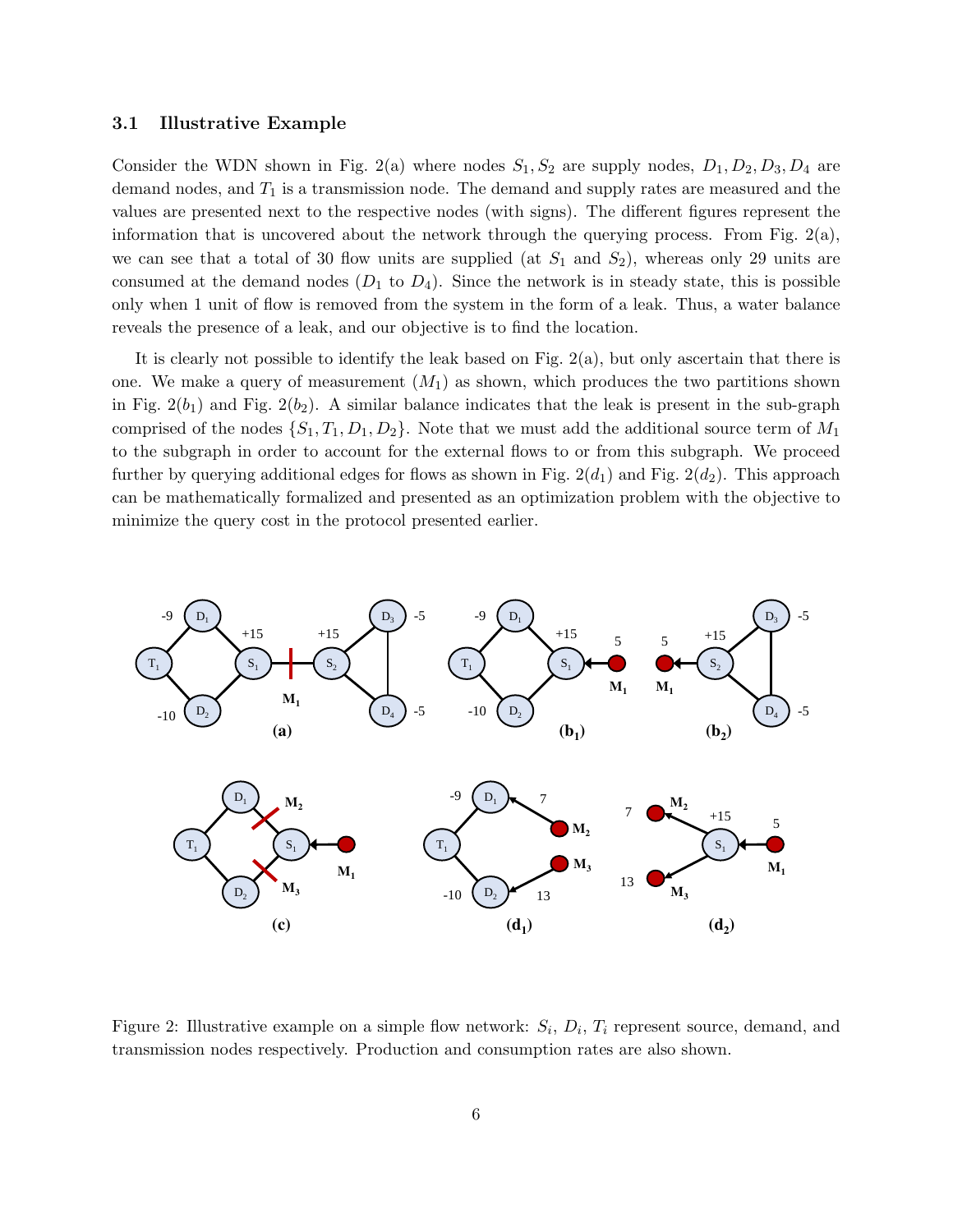### 3.1 Illustrative Example

Consider the WDN shown in Fig. 2(a) where nodes $S_1, S_2$ are supply nodes, $D_1, D_2, D_3, D_4$ are demand nodes, and $T_1$ is a transmission node. The demand and supply rates are measured and the values are presented next to the respective nodes (with signs). The different figures represent the information that is uncovered about the network through the querying process. From Fig. 2(a), we can see that a total of 30 flow units are supplied (at $S_1$ and $S_2$), whereas only 29 units are consumed at the demand nodes ($D_1$ to $D_4$). Since the network is in steady state, this is possible only when 1 unit of flow is removed from the system in the form of a leak. Thus, a water balance reveals the presence of a leak, and our objective is to find the location.

It is clearly not possible to identify the leak based on Fig. 2(a), but only ascertain that there is one. We make a query of measurement ($M_1$) as shown, which produces the two partitions shown in Fig. 2($b_1$) and Fig. 2($b_2$). A similar balance indicates that the leak is present in the sub-graph comprised of the nodes $\{S_1, T_1, D_1, D_2\}$. Note that we must add the additional source term of $M_1$ to the subgraph in order to account for the external flows to or from this subgraph. We proceed further by querying additional edges for flows as shown in Fig. 2($d_1$) and Fig. 2($d_2$). This approach can be mathematically formalized and presented as an optimization problem with the objective to minimize the query cost in the protocol presented earlier.

Figure 2: Illustrative example on a simple flow network: $S_i$, $D_i$, $T_i$ represent source, demand, and transmission nodes respectively. Production and consumption rates are also shown.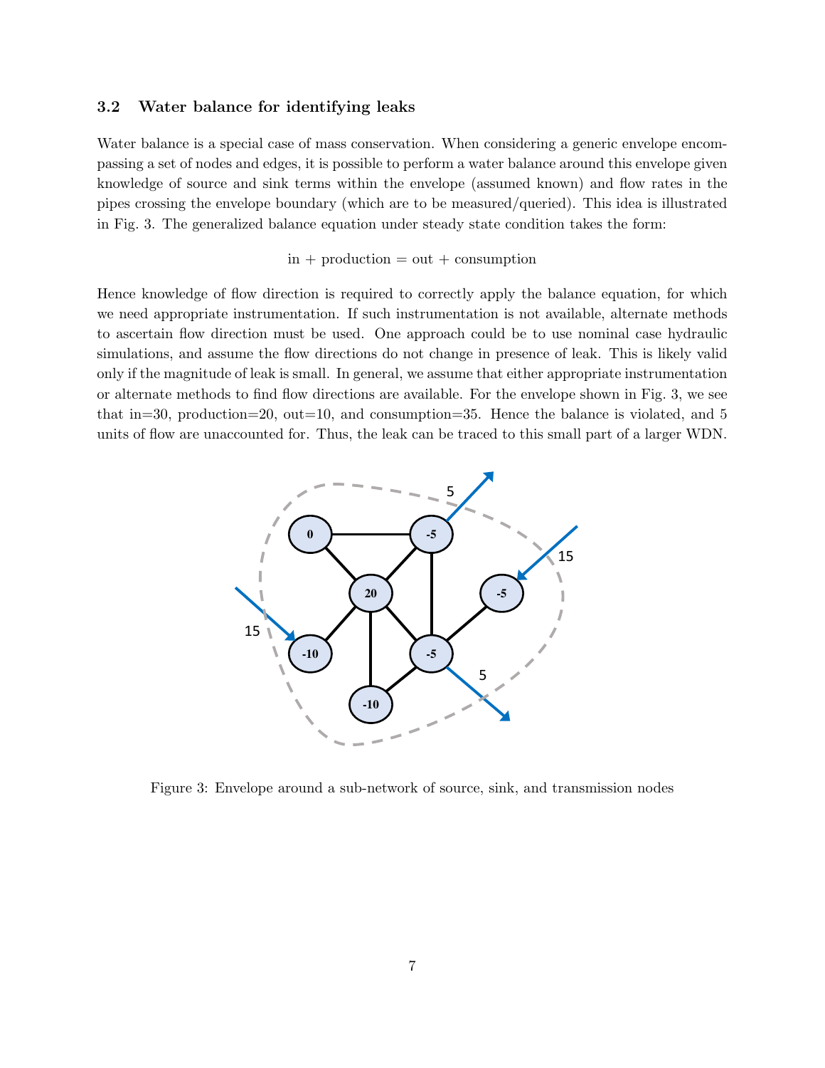### 3.2 Water balance for identifying leaks

Water balance is a special case of mass conservation. When considering a generic envelope encompassing a set of nodes and edges, it is possible to perform a water balance around this envelope given knowledge of source and sink terms within the envelope (assumed known) and flow rates in the pipes crossing the envelope boundary (which are to be measured/queried). This idea is illustrated in Fig. 3. The generalized balance equation under steady state condition takes the form:

$$\text{in} + \text{production} = \text{out} + \text{consumption}$$

Hence knowledge of flow direction is required to correctly apply the balance equation, for which we need appropriate instrumentation. If such instrumentation is not available, alternate methods to ascertain flow direction must be used. One approach could be to use nominal case hydraulic simulations, and assume the flow directions do not change in presence of leak. This is likely valid only if the magnitude of leak is small. In general, we assume that either appropriate instrumentation or alternate methods to find flow directions are available. For the envelope shown in Fig. 3, we see that in=30, production=20, out=10, and consumption=35. Hence the balance is violated, and 5 units of flow are unaccounted for. Thus, the leak can be traced to this small part of a larger WDN.

Figure 3: Envelope around a sub-network of source, sink, and transmission nodes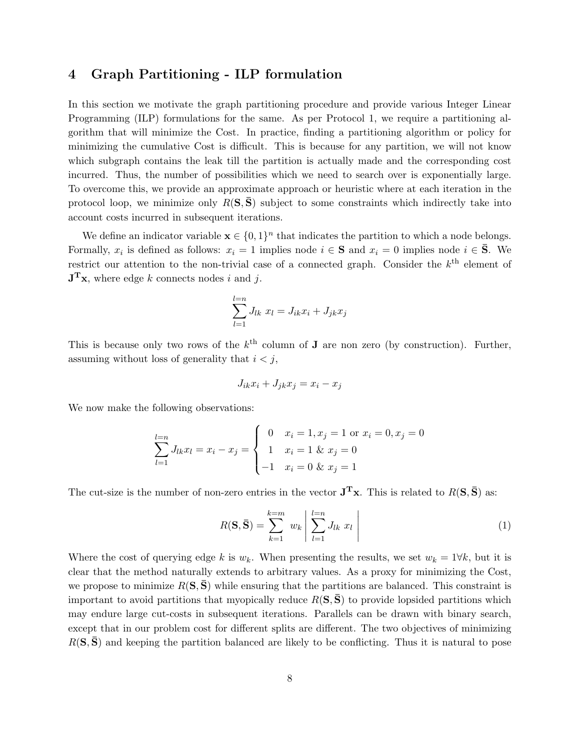## 4 Graph Partitioning - ILP formulation

In this section we motivate the graph partitioning procedure and provide various Integer Linear Programming (ILP) formulations for the same. As per Protocol 1, we require a partitioning algorithm that will minimize the Cost. In practice, finding a partitioning algorithm or policy for minimizing the cumulative Cost is difficult. This is because for any partition, we will not know which subgraph contains the leak till the partition is actually made and the corresponding cost incurred. Thus, the number of possibilities which we need to search over is exponentially large. To overcome this, we provide an approximate approach or heuristic where at each iteration in the protocol loop, we minimize only $R(\mathbf{S}, \bar{\mathbf{S}})$ subject to some constraints which indirectly take into account costs incurred in subsequent iterations.

We define an indicator variable $\mathbf{x} \in \{0, 1\}^n$ that indicates the partition to which a node belongs. Formally, $x_i$ is defined as follows: $x_i = 1$ implies node $i \in \mathbf{S}$ and $x_i = 0$ implies node $i \in \bar{\mathbf{S}}$. We restrict our attention to the non-trivial case of a connected graph. Consider the $k^{\text{th}}$ element of $\mathbf{J^T x}$, where edge $k$ connects nodes $i$ and $j$.

$$\sum_{l=1}^{l=n} J_{lk}\ x_l = J_{ik}x_i + J_{jk}x_j$$

This is because only two rows of the $k^{\text{th}}$ column of $\mathbf{J}$ are non zero (by construction). Further, assuming without loss of generality that $i < j$,

$$J_{ik}x_i + J_{jk}x_j = x_i - x_j$$

We now make the following observations:

$$\sum_{l=1}^{l=n} J_{lk}x_l = x_i - x_j = \begin{cases} 0 & x_i = 1, x_j = 1 \text{ or } x_i = 0, x_j = 0 \\ 1 & x_i = 1 \ \& \ x_j = 0 \\ -1 & x_i = 0 \ \& \ x_j = 1 \end{cases}$$

The cut-size is the number of non-zero entries in the vector $\mathbf{J^T x}$. This is related to $R(\mathbf{S}, \bar{\mathbf{S}})$ as:

$$R(\mathbf{S}, \bar{\mathbf{S}}) = \sum_{k=1}^{k=m} w_k \left| \sum_{l=1}^{l=n} J_{lk}\ x_l \right| \tag{1}$$

Where the cost of querying edge $k$ is $w_k$. When presenting the results, we set $w_k = 1 \forall k$, but it is clear that the method naturally extends to arbitrary values. As a proxy for minimizing the Cost, we propose to minimize $R(\mathbf{S}, \bar{\mathbf{S}})$ while ensuring that the partitions are balanced. This constraint is important to avoid partitions that myopically reduce $R(\mathbf{S}, \bar{\mathbf{S}})$ to provide lopsided partitions which may endure large cut-costs in subsequent iterations. Parallels can be drawn with binary search, except that in our problem cost for different splits are different. The two objectives of minimizing $R(\mathbf{S}, \bar{\mathbf{S}})$ and keeping the partition balanced are likely to be conflicting. Thus it is natural to pose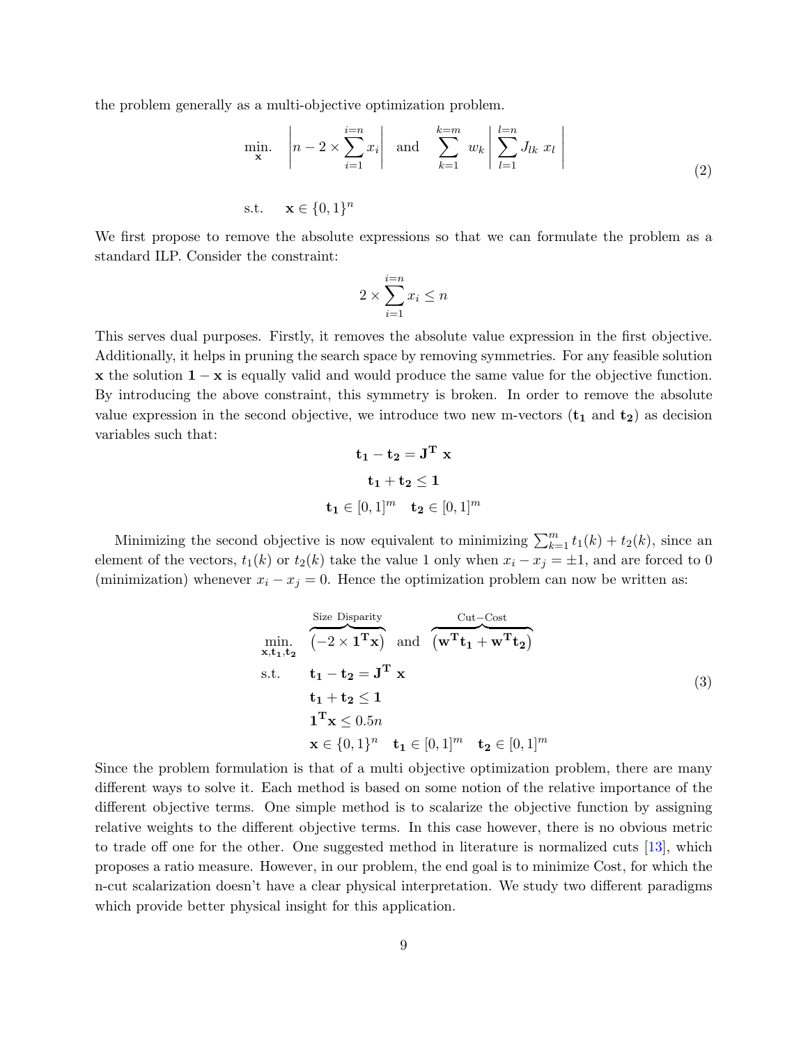the problem generally as a multi-objective optimization problem.

$$
\begin{aligned}
\min_{\mathbf{x}} \quad & \left| n - 2 \times \sum_{i=1}^{i=n} x_i \right| \quad \text{and} \quad \sum_{k=1}^{k=m} w_k \left| \sum_{l=1}^{l=n} J_{lk} \; x_l \right| \\
\text{s.t.} \quad & \mathbf{x} \in \{0,1\}^n
\end{aligned}
\tag{2}
$$

We first propose to remove the absolute expressions so that we can formulate the problem as a standard ILP. Consider the constraint:

$$
2 \times \sum_{i=1}^{i=n} x_i \leq n
$$

This serves dual purposes. Firstly, it removes the absolute value expression in the first objective. Additionally, it helps in pruning the search space by removing symmetries. For any feasible solution $\mathbf{x}$ the solution $\mathbf{1} - \mathbf{x}$ is equally valid and would produce the same value for the objective function. By introducing the above constraint, this symmetry is broken. In order to remove the absolute value expression in the second objective, we introduce two new m-vectors ($\mathbf{t_1}$ and $\mathbf{t_2}$) as decision variables such that:

$$
\mathbf{t_1} - \mathbf{t_2} = \mathbf{J^T} \; \mathbf{x}
$$

$$
\mathbf{t_1} + \mathbf{t_2} \leq \mathbf{1}
$$

$$
\mathbf{t_1} \in [0,1]^m \quad \mathbf{t_2} \in [0,1]^m
$$

Minimizing the second objective is now equivalent to minimizing $\sum_{k=1}^{m} t_1(k) + t_2(k)$, since an element of the vectors, $t_1(k)$ or $t_2(k)$ take the value 1 only when $x_i - x_j = \pm 1$, and are forced to 0 (minimization) whenever $x_i - x_j = 0$. Hence the optimization problem can now be written as:

$$
\begin{aligned}
\min_{\mathbf{x},\mathbf{t_1},\mathbf{t_2}} \quad & \overbrace{\left(-2 \times \mathbf{1^T x}\right)}^{\text{Size Disparity}} \quad \text{and} \quad \overbrace{\left(\mathbf{w^T t_1} + \mathbf{w^T t_2}\right)}^{\text{Cut}-\text{Cost}} \\
\text{s.t.} \quad & \mathbf{t_1} - \mathbf{t_2} = \mathbf{J^T} \; \mathbf{x} \\
& \mathbf{t_1} + \mathbf{t_2} \leq \mathbf{1} \\
& \mathbf{1^T x} \leq 0.5n \\
& \mathbf{x} \in \{0,1\}^n \quad \mathbf{t_1} \in [0,1]^m \quad \mathbf{t_2} \in [0,1]^m
\end{aligned}
\tag{3}
$$

Since the problem formulation is that of a multi objective optimization problem, there are many different ways to solve it. Each method is based on some notion of the relative importance of the different objective terms. One simple method is to scalarize the objective function by assigning relative weights to the different objective terms. In this case however, there is no obvious metric to trade off one for the other. One suggested method in literature is normalized cuts [13], which proposes a ratio measure. However, in our problem, the end goal is to minimize Cost, for which the n-cut scalarization doesn't have a clear physical interpretation. We study two different paradigms which provide better physical insight for this application.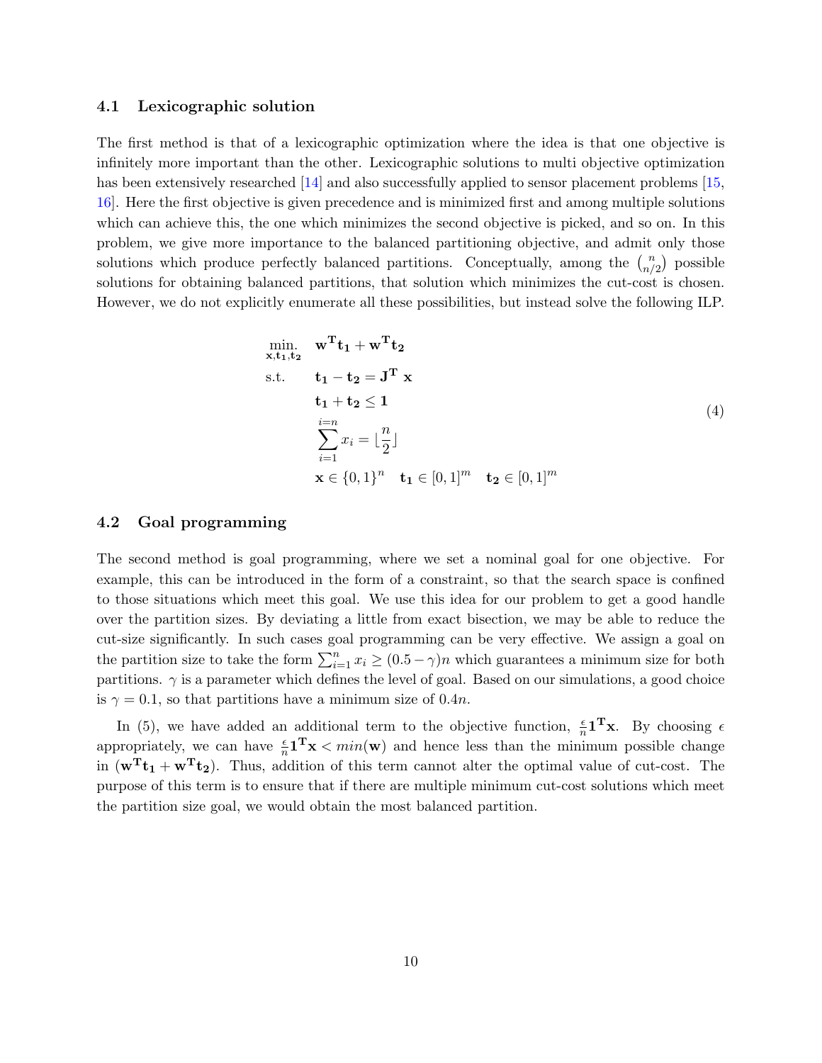### 4.1 Lexicographic solution

The first method is that of a lexicographic optimization where the idea is that one objective is infinitely more important than the other. Lexicographic solutions to multi objective optimization has been extensively researched [14] and also successfully applied to sensor placement problems [15, 16]. Here the first objective is given precedence and is minimized first and among multiple solutions which can achieve this, the one which minimizes the second objective is picked, and so on. In this problem, we give more importance to the balanced partitioning objective, and admit only those solutions which produce perfectly balanced partitions. Conceptually, among the $\binom{n}{n/2}$ possible solutions for obtaining balanced partitions, that solution which minimizes the cut-cost is chosen. However, we do not explicitly enumerate all these possibilities, but instead solve the following ILP.

$$
\begin{aligned}
\min_{\mathbf{x},\mathbf{t_1},\mathbf{t_2}} \quad & \mathbf{w^T t_1} + \mathbf{w^T t_2} \\
\text{s.t.} \quad & \mathbf{t_1} - \mathbf{t_2} = \mathbf{J^T}\ \mathbf{x} \\
& \mathbf{t_1} + \mathbf{t_2} \leq \mathbf{1} \\
& \sum_{i=1}^{i=n} x_i = \lfloor \frac{n}{2} \rfloor \\
& \mathbf{x} \in \{0,1\}^n \quad \mathbf{t_1} \in [0,1]^m \quad \mathbf{t_2} \in [0,1]^m
\end{aligned}
\tag{4}
$$

### 4.2 Goal programming

The second method is goal programming, where we set a nominal goal for one objective. For example, this can be introduced in the form of a constraint, so that the search space is confined to those situations which meet this goal. We use this idea for our problem to get a good handle over the partition sizes. By deviating a little from exact bisection, we may be able to reduce the cut-size significantly. In such cases goal programming can be very effective. We assign a goal on the partition size to take the form $\sum_{i=1}^{n} x_i \geq (0.5 - \gamma)n$ which guarantees a minimum size for both partitions. $\gamma$ is a parameter which defines the level of goal. Based on our simulations, a good choice is $\gamma = 0.1$, so that partitions have a minimum size of $0.4n$.

In (5), we have added an additional term to the objective function, $\frac{\epsilon}{n}\mathbf{1^T x}$. By choosing $\epsilon$ appropriately, we can have $\frac{\epsilon}{n}\mathbf{1^T x} < min(\mathbf{w})$ and hence less than the minimum possible change in $(\mathbf{w^T t_1} + \mathbf{w^T t_2})$. Thus, addition of this term cannot alter the optimal value of cut-cost. The purpose of this term is to ensure that if there are multiple minimum cut-cost solutions which meet the partition size goal, we would obtain the most balanced partition.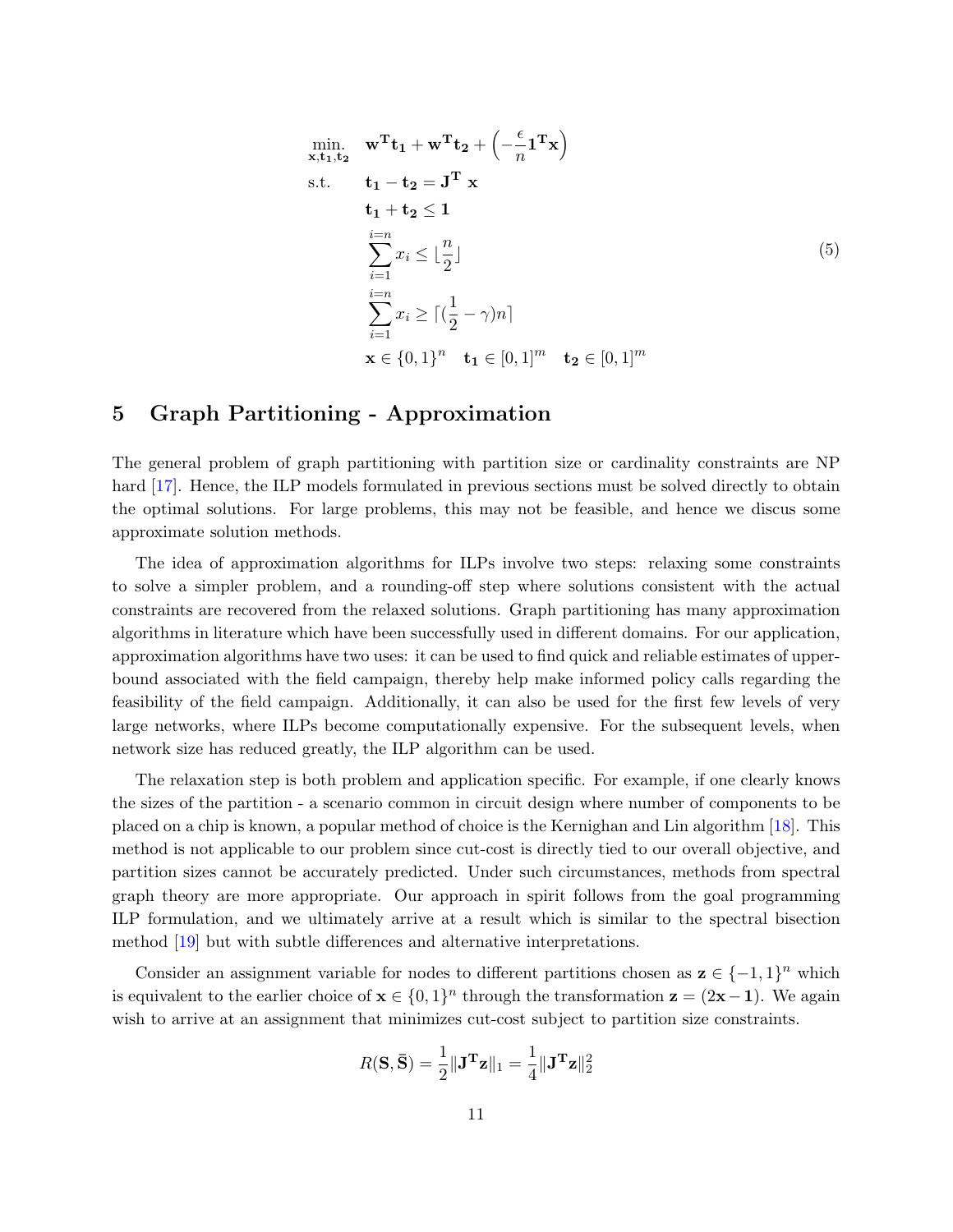$$
\begin{aligned}
\min_{\mathbf{x},\mathbf{t_1},\mathbf{t_2}} \quad & \mathbf{w^T t_1} + \mathbf{w^T t_2} + \left(-\frac{\epsilon}{n}\mathbf{1^T x}\right) \\
\text{s.t.} \quad & \mathbf{t_1} - \mathbf{t_2} = \mathbf{J^T}\ \mathbf{x} \\
& \mathbf{t_1} + \mathbf{t_2} \leq \mathbf{1} \\
& \sum_{i=1}^{i=n} x_i \leq \lfloor \frac{n}{2} \rfloor \\
& \sum_{i=1}^{i=n} x_i \geq \lceil (\frac{1}{2} - \gamma) n \rceil \\
& \mathbf{x} \in \{0,1\}^n \quad \mathbf{t_1} \in [0,1]^m \quad \mathbf{t_2} \in [0,1]^m
\end{aligned}
\tag{5}
$$

# 5 Graph Partitioning - Approximation

The general problem of graph partitioning with partition size or cardinality constraints are NP hard [17]. Hence, the ILP models formulated in previous sections must be solved directly to obtain the optimal solutions. For large problems, this may not be feasible, and hence we discus some approximate solution methods.

The idea of approximation algorithms for ILPs involve two steps: relaxing some constraints to solve a simpler problem, and a rounding-off step where solutions consistent with the actual constraints are recovered from the relaxed solutions. Graph partitioning has many approximation algorithms in literature which have been successfully used in different domains. For our application, approximation algorithms have two uses: it can be used to find quick and reliable estimates of upper-bound associated with the field campaign, thereby help make informed policy calls regarding the feasibility of the field campaign. Additionally, it can also be used for the first few levels of very large networks, where ILPs become computationally expensive. For the subsequent levels, when network size has reduced greatly, the ILP algorithm can be used.

The relaxation step is both problem and application specific. For example, if one clearly knows the sizes of the partition - a scenario common in circuit design where number of components to be placed on a chip is known, a popular method of choice is the Kernighan and Lin algorithm [18]. This method is not applicable to our problem since cut-cost is directly tied to our overall objective, and partition sizes cannot be accurately predicted. Under such circumstances, methods from spectral graph theory are more appropriate. Our approach in spirit follows from the goal programming ILP formulation, and we ultimately arrive at a result which is similar to the spectral bisection method [19] but with subtle differences and alternative interpretations.

Consider an assignment variable for nodes to different partitions chosen as $\mathbf{z} \in \{-1,1\}^n$ which is equivalent to the earlier choice of $\mathbf{x} \in \{0,1\}^n$ through the transformation $\mathbf{z} = (2\mathbf{x} - \mathbf{1})$. We again wish to arrive at an assignment that minimizes cut-cost subject to partition size constraints.

$$
R(\mathbf{S}, \bar{\mathbf{S}}) = \frac{1}{2}\|\mathbf{J^T z}\|_1 = \frac{1}{4}\|\mathbf{J^T z}\|_2^2
$$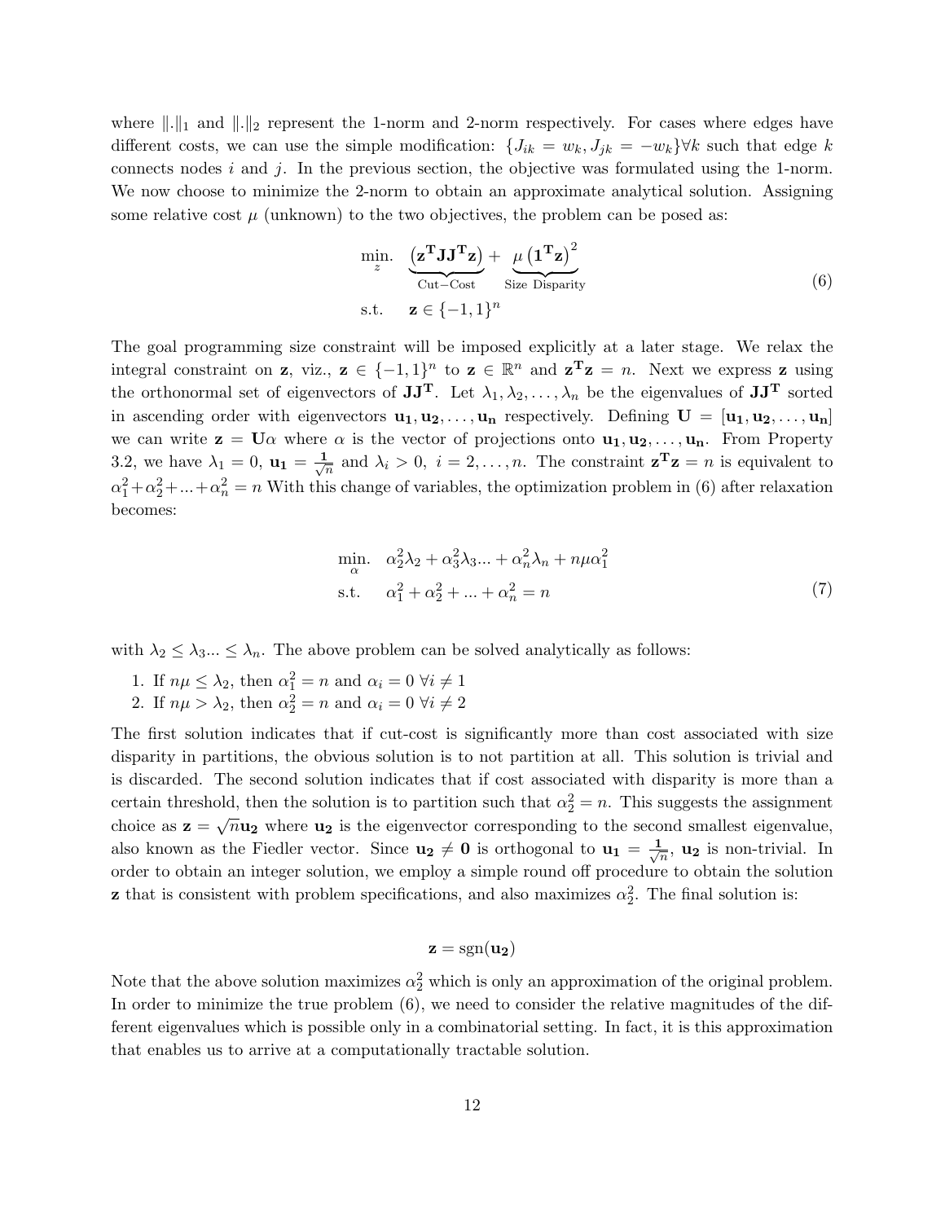where $\|.\|_1$ and $\|.\|_2$ represent the 1-norm and 2-norm respectively. For cases where edges have different costs, we can use the simple modification: $\{J_{ik} = w_k, J_{jk} = -w_k\} \forall k$ such that edge $k$ connects nodes $i$ and $j$. In the previous section, the objective was formulated using the 1-norm. We now choose to minimize the 2-norm to obtain an approximate analytical solution. Assigning some relative cost $\mu$ (unknown) to the two objectives, the problem can be posed as:

$$
\begin{aligned}
\min_{z} \quad & \underbrace{\left(\mathbf{z^T J J^T z}\right)}_{\text{Cut-Cost}} + \underbrace{\mu\left(\mathbf{1^T z}\right)^2}_{\text{Size Disparity}} \\
\text{s.t.} \quad & \mathbf{z} \in \{-1,1\}^n
\end{aligned}
\tag{6}
$$

The goal programming size constraint will be imposed explicitly at a later stage. We relax the integral constraint on $\mathbf{z}$, viz., $\mathbf{z} \in \{-1,1\}^n$ to $\mathbf{z} \in \mathbb{R}^n$ and $\mathbf{z^T z} = n$. Next we express $\mathbf{z}$ using the orthonormal set of eigenvectors of $\mathbf{JJ^T}$. Let $\lambda_1, \lambda_2, \ldots, \lambda_n$ be the eigenvalues of $\mathbf{JJ^T}$ sorted in ascending order with eigenvectors $\mathbf{u_1}, \mathbf{u_2}, \ldots, \mathbf{u_n}$ respectively. Defining $\mathbf{U} = [\mathbf{u_1}, \mathbf{u_2}, \ldots, \mathbf{u_n}]$ we can write $\mathbf{z} = \mathbf{U}\alpha$ where $\alpha$ is the vector of projections onto $\mathbf{u_1}, \mathbf{u_2}, \ldots, \mathbf{u_n}$. From Property 3.2, we have $\lambda_1 = 0$, $\mathbf{u_1} = \frac{\mathbf{1}}{\sqrt{n}}$ and $\lambda_i > 0,\ i = 2, \ldots, n$. The constraint $\mathbf{z^T z} = n$ is equivalent to $\alpha_1^2 + \alpha_2^2 + \ldots + \alpha_n^2 = n$ With this change of variables, the optimization problem in (6) after relaxation becomes:

$$
\begin{aligned}
\min_{\alpha} \quad & \alpha_2^2\lambda_2 + \alpha_3^2\lambda_3 \ldots + \alpha_n^2\lambda_n + n\mu\alpha_1^2 \\
\text{s.t.} \quad & \alpha_1^2 + \alpha_2^2 + \ldots + \alpha_n^2 = n
\end{aligned}
\tag{7}
$$

with $\lambda_2 \leq \lambda_3 \ldots \leq \lambda_n$. The above problem can be solved analytically as follows:

1. If $n\mu \leq \lambda_2$, then $\alpha_1^2 = n$ and $\alpha_i = 0\ \forall i \neq 1$
2. If $n\mu > \lambda_2$, then $\alpha_2^2 = n$ and $\alpha_i = 0\ \forall i \neq 2$

The first solution indicates that if cut-cost is significantly more than cost associated with size disparity in partitions, the obvious solution is to not partition at all. This solution is trivial and is discarded. The second solution indicates that if cost associated with disparity is more than a certain threshold, then the solution is to partition such that $\alpha_2^2 = n$. This suggests the assignment choice as $\mathbf{z} = \sqrt{n}\mathbf{u_2}$ where $\mathbf{u_2}$ is the eigenvector corresponding to the second smallest eigenvalue, also known as the Fiedler vector. Since $\mathbf{u_2} \neq \mathbf{0}$ is orthogonal to $\mathbf{u_1} = \frac{\mathbf{1}}{\sqrt{n}}$, $\mathbf{u_2}$ is non-trivial. In order to obtain an integer solution, we employ a simple round off procedure to obtain the solution $\mathbf{z}$ that is consistent with problem specifications, and also maximizes $\alpha_2^2$. The final solution is:

$$
\mathbf{z} = \text{sgn}(\mathbf{u_2})
$$

Note that the above solution maximizes $\alpha_2^2$ which is only an approximation of the original problem. In order to minimize the true problem (6), we need to consider the relative magnitudes of the different eigenvalues which is possible only in a combinatorial setting. In fact, it is this approximation that enables us to arrive at a computationally tractable solution.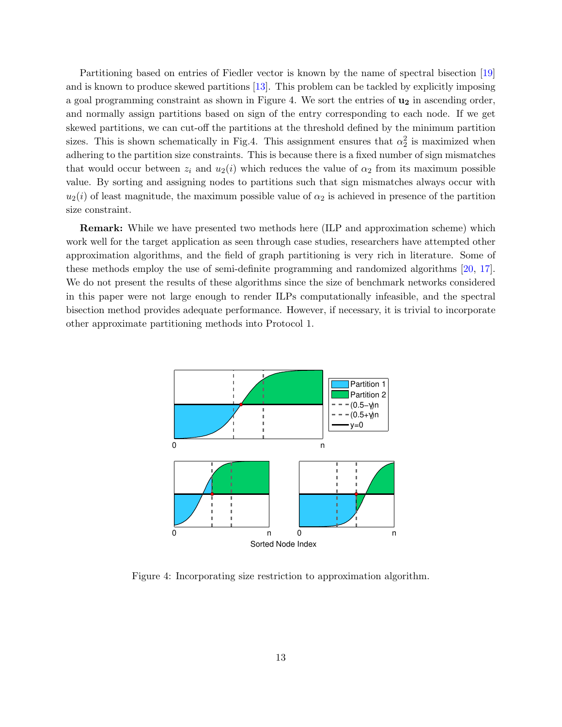Partitioning based on entries of Fiedler vector is known by the name of spectral bisection [19] and is known to produce skewed partitions [13]. This problem can be tackled by explicitly imposing a goal programming constraint as shown in Figure 4. We sort the entries of $\mathbf{u_2}$ in ascending order, and normally assign partitions based on sign of the entry corresponding to each node. If we get skewed partitions, we can cut-off the partitions at the threshold defined by the minimum partition sizes. This is shown schematically in Fig.4. This assignment ensures that $\alpha_2^2$ is maximized when adhering to the partition size constraints. This is because there is a fixed number of sign mismatches that would occur between $z_i$ and $u_2(i)$ which reduces the value of $\alpha_2$ from its maximum possible value. By sorting and assigning nodes to partitions such that sign mismatches always occur with $u_2(i)$ of least magnitude, the maximum possible value of $\alpha_2$ is achieved in presence of the partition size constraint.

**Remark:** While we have presented two methods here (ILP and approximation scheme) which work well for the target application as seen through case studies, researchers have attempted other approximation algorithms, and the field of graph partitioning is very rich in literature. Some of these methods employ the use of semi-definite programming and randomized algorithms [20, 17]. We do not present the results of these algorithms since the size of benchmark networks considered in this paper were not large enough to render ILPs computationally infeasible, and the spectral bisection method provides adequate performance. However, if necessary, it is trivial to incorporate other approximate partitioning methods into Protocol 1.

Figure 4: Incorporating size restriction to approximation algorithm.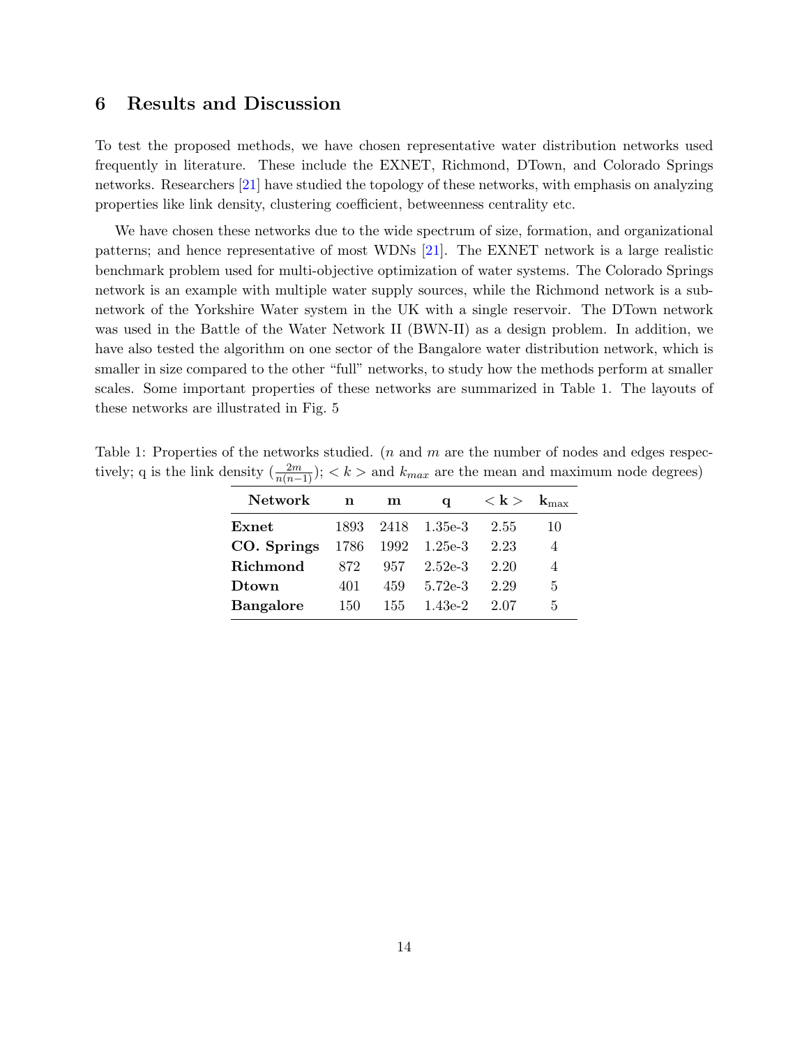## 6 Results and Discussion

To test the proposed methods, we have chosen representative water distribution networks used frequently in literature. These include the EXNET, Richmond, DTown, and Colorado Springs networks. Researchers [21] have studied the topology of these networks, with emphasis on analyzing properties like link density, clustering coefficient, betweenness centrality etc.

We have chosen these networks due to the wide spectrum of size, formation, and organizational patterns; and hence representative of most WDNs [21]. The EXNET network is a large realistic benchmark problem used for multi-objective optimization of water systems. The Colorado Springs network is an example with multiple water supply sources, while the Richmond network is a sub-network of the Yorkshire Water system in the UK with a single reservoir. The DTown network was used in the Battle of the Water Network II (BWN-II) as a design problem. In addition, we have also tested the algorithm on one sector of the Bangalore water distribution network, which is smaller in size compared to the other "full" networks, to study how the methods perform at smaller scales. Some important properties of these networks are summarized in Table 1. The layouts of these networks are illustrated in Fig. 5

Table 1: Properties of the networks studied. ($n$ and $m$ are the number of nodes and edges respectively; q is the link density ($\frac{2m}{n(n-1)}$); $<k>$ and $k_{max}$ are the mean and maximum node degrees)

| **Network** | **n** | **m** | **q** | $<\mathbf{k}>$ | $\mathbf{k}_{\max}$ |
|---|---|---|---|---|---|
| **Exnet** | 1893 | 2418 | 1.35e-3 | 2.55 | 10 |
| **CO. Springs** | 1786 | 1992 | 1.25e-3 | 2.23 | 4 |
| **Richmond** | 872 | 957 | 2.52e-3 | 2.20 | 4 |
| **Dtown** | 401 | 459 | 5.72e-3 | 2.29 | 5 |
| **Bangalore** | 150 | 155 | 1.43e-2 | 2.07 | 5 |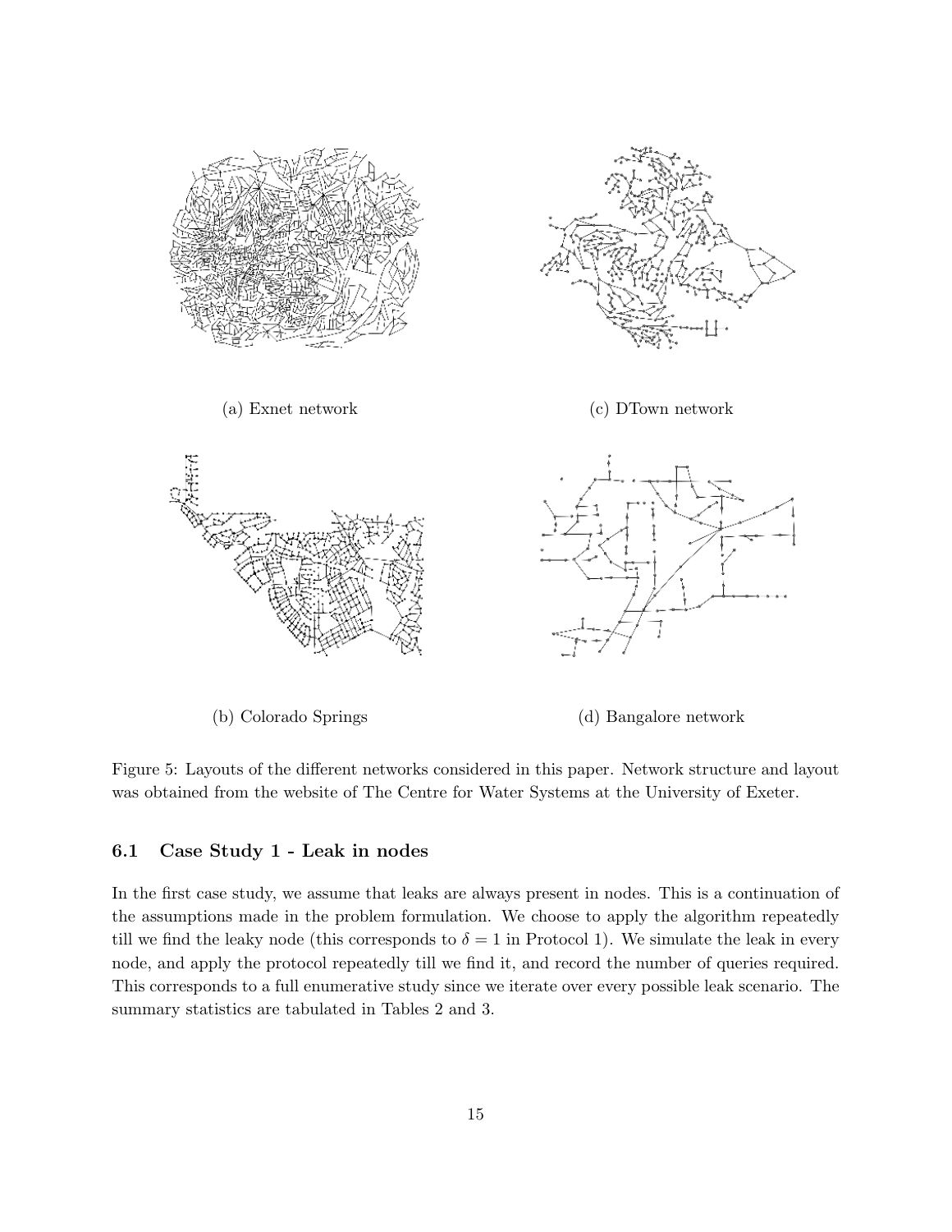(a) Exnet network

(c) DTown network

(b) Colorado Springs

(d) Bangalore network

Figure 5: Layouts of the different networks considered in this paper. Network structure and layout was obtained from the website of The Centre for Water Systems at the University of Exeter.

### 6.1 Case Study 1 - Leak in nodes

In the first case study, we assume that leaks are always present in nodes. This is a continuation of the assumptions made in the problem formulation. We choose to apply the algorithm repeatedly till we find the leaky node (this corresponds to $\delta = 1$ in Protocol 1). We simulate the leak in every node, and apply the protocol repeatedly till we find it, and record the number of queries required. This corresponds to a full enumerative study since we iterate over every possible leak scenario. The summary statistics are tabulated in Tables 2 and 3.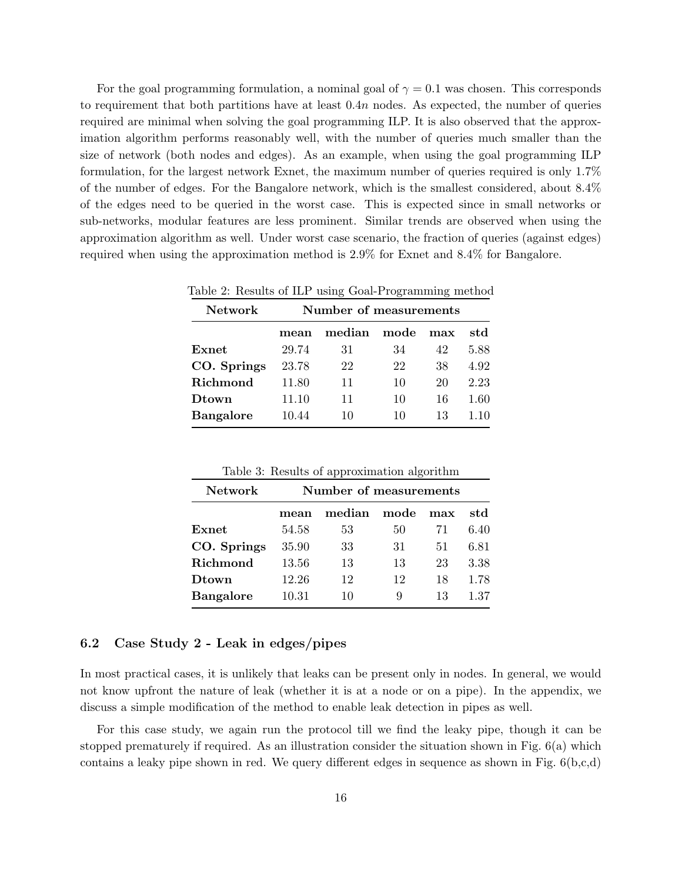For the goal programming formulation, a nominal goal of $\gamma = 0.1$ was chosen. This corresponds to requirement that both partitions have at least $0.4n$ nodes. As expected, the number of queries required are minimal when solving the goal programming ILP. It is also observed that the approximation algorithm performs reasonably well, with the number of queries much smaller than the size of network (both nodes and edges). As an example, when using the goal programming ILP formulation, for the largest network Exnet, the maximum number of queries required is only 1.7% of the number of edges. For the Bangalore network, which is the smallest considered, about 8.4% of the edges need to be queried in the worst case. This is expected since in small networks or sub-networks, modular features are less prominent. Similar trends are observed when using the approximation algorithm as well. Under worst case scenario, the fraction of queries (against edges) required when using the approximation method is 2.9% for Exnet and 8.4% for Bangalore.

Table 2: Results of ILP using Goal-Programming method

| **Network** | **Number of measurements** | | | | |
|---|---|---|---|---|---|
| | **mean** | **median** | **mode** | **max** | **std** |
| **Exnet** | 29.74 | 31 | 34 | 42 | 5.88 |
| **CO. Springs** | 23.78 | 22 | 22 | 38 | 4.92 |
| **Richmond** | 11.80 | 11 | 10 | 20 | 2.23 |
| **Dtown** | 11.10 | 11 | 10 | 16 | 1.60 |
| **Bangalore** | 10.44 | 10 | 10 | 13 | 1.10 |

Table 3: Results of approximation algorithm

| **Network** | **Number of measurements** | | | | |
|---|---|---|---|---|---|
| | **mean** | **median** | **mode** | **max** | **std** |
| **Exnet** | 54.58 | 53 | 50 | 71 | 6.40 |
| **CO. Springs** | 35.90 | 33 | 31 | 51 | 6.81 |
| **Richmond** | 13.56 | 13 | 13 | 23 | 3.38 |
| **Dtown** | 12.26 | 12 | 12 | 18 | 1.78 |
| **Bangalore** | 10.31 | 10 | 9 | 13 | 1.37 |

### 6.2 Case Study 2 - Leak in edges/pipes

In most practical cases, it is unlikely that leaks can be present only in nodes. In general, we would not know upfront the nature of leak (whether it is at a node or on a pipe). In the appendix, we discuss a simple modification of the method to enable leak detection in pipes as well.

For this case study, we again run the protocol till we find the leaky pipe, though it can be stopped prematurely if required. As an illustration consider the situation shown in Fig. 6(a) which contains a leaky pipe shown in red. We query different edges in sequence as shown in Fig. 6(b,c,d)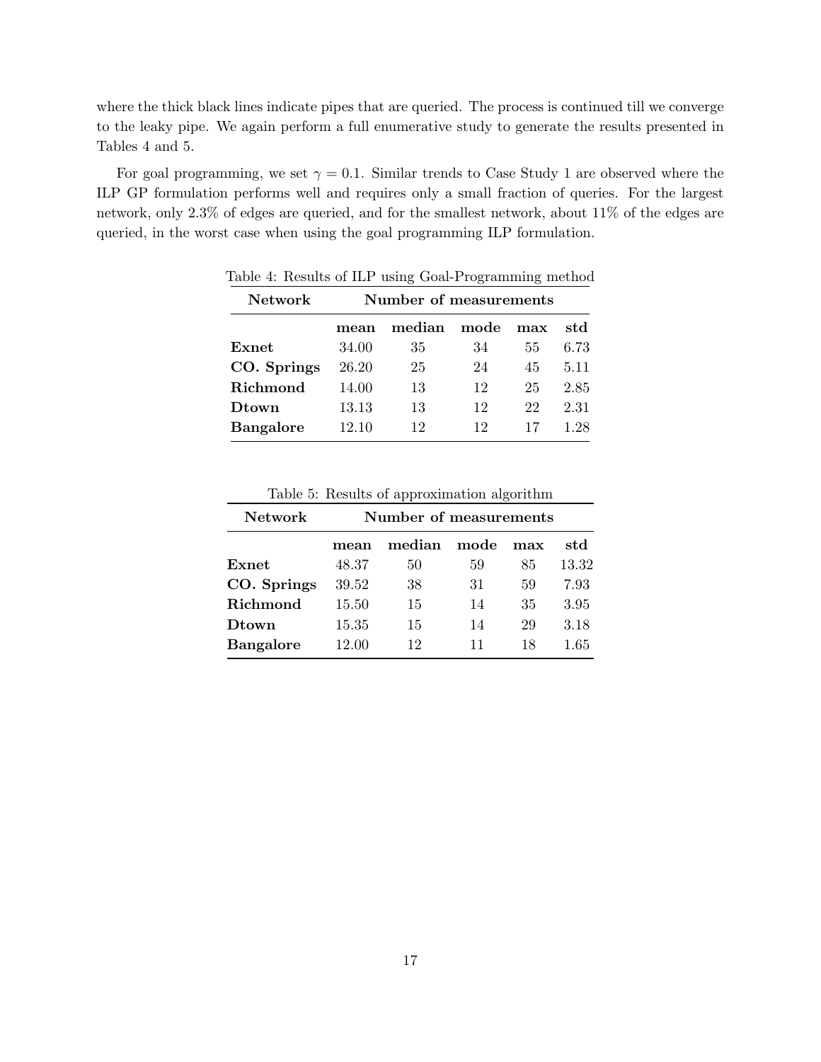where the thick black lines indicate pipes that are queried. The process is continued till we converge to the leaky pipe. We again perform a full enumerative study to generate the results presented in Tables 4 and 5.

For goal programming, we set $\gamma = 0.1$. Similar trends to Case Study 1 are observed where the ILP GP formulation performs well and requires only a small fraction of queries. For the largest network, only 2.3% of edges are queried, and for the smallest network, about 11% of the edges are queried, in the worst case when using the goal programming ILP formulation.

Table 4: Results of ILP using Goal-Programming method

| **Network** | **Number of measurements** | | | | |
|---|---|---|---|---|---|
| | **mean** | **median** | **mode** | **max** | **std** |
| **Exnet** | 34.00 | 35 | 34 | 55 | 6.73 |
| **CO. Springs** | 26.20 | 25 | 24 | 45 | 5.11 |
| **Richmond** | 14.00 | 13 | 12 | 25 | 2.85 |
| **Dtown** | 13.13 | 13 | 12 | 22 | 2.31 |
| **Bangalore** | 12.10 | 12 | 12 | 17 | 1.28 |

Table 5: Results of approximation algorithm

| **Network** | **Number of measurements** | | | | |
|---|---|---|---|---|---|
| | **mean** | **median** | **mode** | **max** | **std** |
| **Exnet** | 48.37 | 50 | 59 | 85 | 13.32 |
| **CO. Springs** | 39.52 | 38 | 31 | 59 | 7.93 |
| **Richmond** | 15.50 | 15 | 14 | 35 | 3.95 |
| **Dtown** | 15.35 | 15 | 14 | 29 | 3.18 |
| **Bangalore** | 12.00 | 12 | 11 | 18 | 1.65 |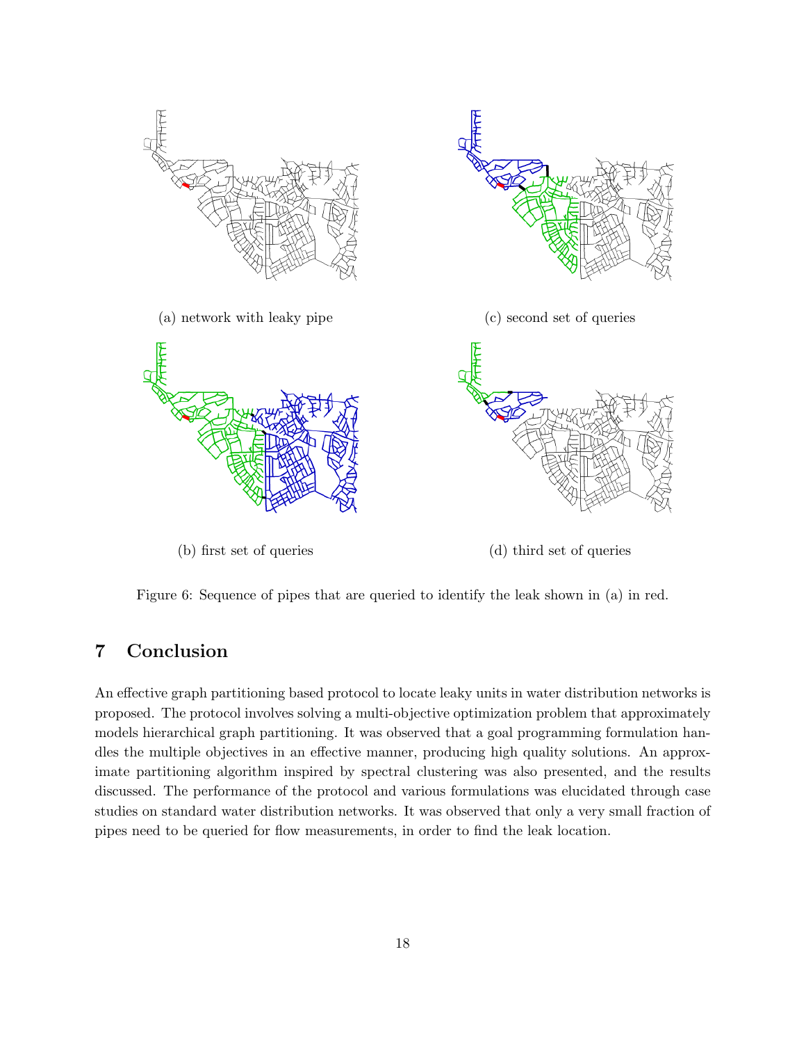(a) network with leaky pipe

(c) second set of queries

(b) first set of queries

(d) third set of queries

Figure 6: Sequence of pipes that are queried to identify the leak shown in (a) in red.

## 7 Conclusion

An effective graph partitioning based protocol to locate leaky units in water distribution networks is proposed. The protocol involves solving a multi-objective optimization problem that approximately models hierarchical graph partitioning. It was observed that a goal programming formulation handles the multiple objectives in an effective manner, producing high quality solutions. An approximate partitioning algorithm inspired by spectral clustering was also presented, and the results discussed. The performance of the protocol and various formulations was elucidated through case studies on standard water distribution networks. It was observed that only a very small fraction of pipes need to be queried for flow measurements, in order to find the leak location.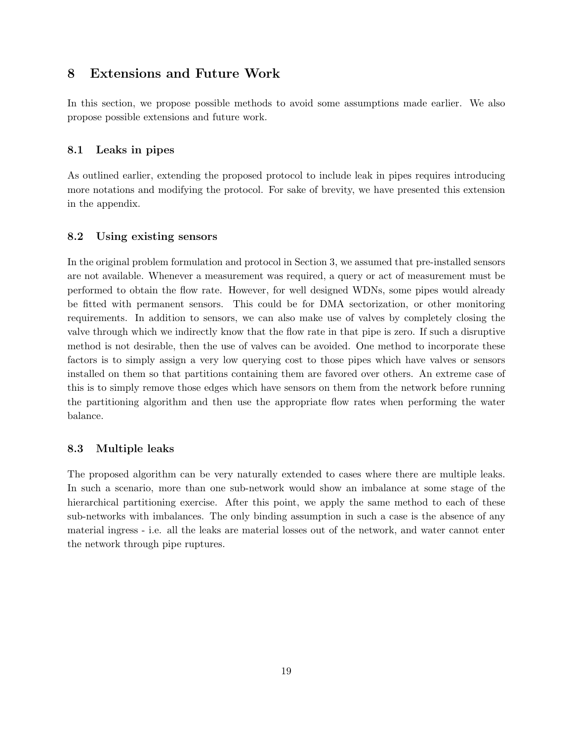## 8 Extensions and Future Work

In this section, we propose possible methods to avoid some assumptions made earlier. We also propose possible extensions and future work.

### 8.1 Leaks in pipes

As outlined earlier, extending the proposed protocol to include leak in pipes requires introducing more notations and modifying the protocol. For sake of brevity, we have presented this extension in the appendix.

### 8.2 Using existing sensors

In the original problem formulation and protocol in Section 3, we assumed that pre-installed sensors are not available. Whenever a measurement was required, a query or act of measurement must be performed to obtain the flow rate. However, for well designed WDNs, some pipes would already be fitted with permanent sensors. This could be for DMA sectorization, or other monitoring requirements. In addition to sensors, we can also make use of valves by completely closing the valve through which we indirectly know that the flow rate in that pipe is zero. If such a disruptive method is not desirable, then the use of valves can be avoided. One method to incorporate these factors is to simply assign a very low querying cost to those pipes which have valves or sensors installed on them so that partitions containing them are favored over others. An extreme case of this is to simply remove those edges which have sensors on them from the network before running the partitioning algorithm and then use the appropriate flow rates when performing the water balance.

### 8.3 Multiple leaks

The proposed algorithm can be very naturally extended to cases where there are multiple leaks. In such a scenario, more than one sub-network would show an imbalance at some stage of the hierarchical partitioning exercise. After this point, we apply the same method to each of these sub-networks with imbalances. The only binding assumption in such a case is the absence of any material ingress - i.e. all the leaks are material losses out of the network, and water cannot enter the network through pipe ruptures.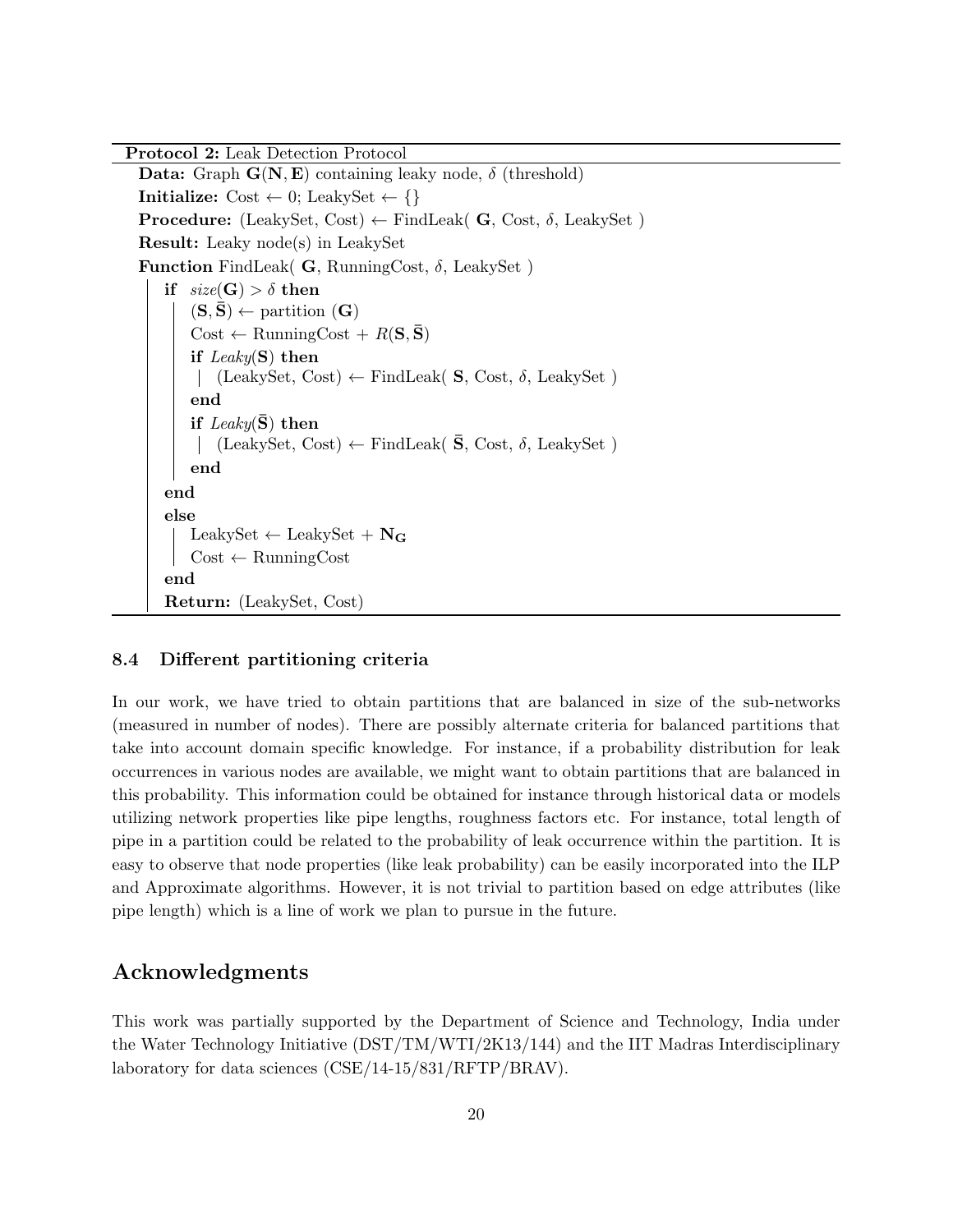**Protocol 2:** Leak Detection Protocol

```
Data: Graph G(N, E) containing leaky node, δ (threshold)
Initialize: Cost ← 0; LeakySet ← {}
Procedure: (LeakySet, Cost) ← FindLeak( G, Cost, δ, LeakySet )
Result: Leaky node(s) in LeakySet
Function FindLeak( G, RunningCost, δ, LeakySet )
    if size(G) > δ then
        (S, S̄) ← partition (G)
        Cost ← RunningCost + R(S, S̄)
        if Leaky(S) then
            (LeakySet, Cost) ← FindLeak( S, Cost, δ, LeakySet )
        end
        if Leaky(S̄) then
            (LeakySet, Cost) ← FindLeak( S̄, Cost, δ, LeakySet )
        end
    end
    else
        LeakySet ← LeakySet + N_G
        Cost ← RunningCost
    end
    Return: (LeakySet, Cost)
```

### 8.4 Different partitioning criteria

In our work, we have tried to obtain partitions that are balanced in size of the sub-networks (measured in number of nodes). There are possibly alternate criteria for balanced partitions that take into account domain specific knowledge. For instance, if a probability distribution for leak occurrences in various nodes are available, we might want to obtain partitions that are balanced in this probability. This information could be obtained for instance through historical data or models utilizing network properties like pipe lengths, roughness factors etc. For instance, total length of pipe in a partition could be related to the probability of leak occurrence within the partition. It is easy to observe that node properties (like leak probability) can be easily incorporated into the ILP and Approximate algorithms. However, it is not trivial to partition based on edge attributes (like pipe length) which is a line of work we plan to pursue in the future.

## Acknowledgments

This work was partially supported by the Department of Science and Technology, India under the Water Technology Initiative (DST/TM/WTI/2K13/144) and the IIT Madras Interdisciplinary laboratory for data sciences (CSE/14-15/831/RFTP/BRAV).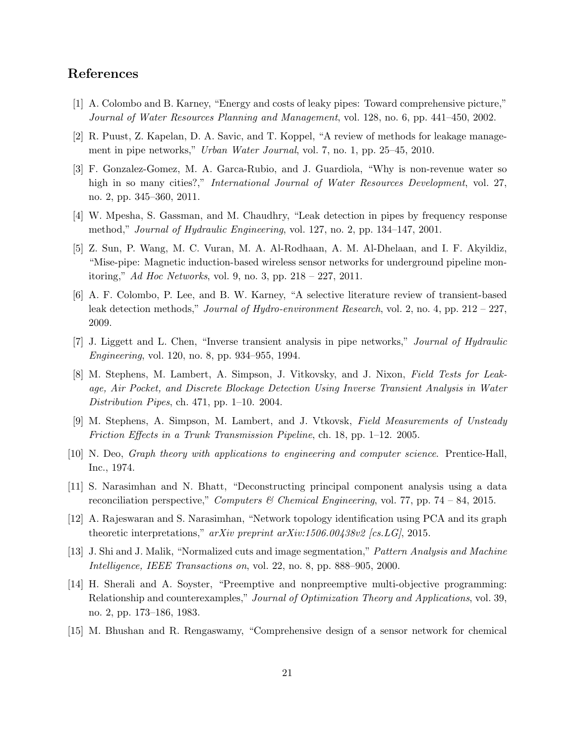## References

[1] A. Colombo and B. Karney, "Energy and costs of leaky pipes: Toward comprehensive picture," *Journal of Water Resources Planning and Management*, vol. 128, no. 6, pp. 441–450, 2002.

[2] R. Puust, Z. Kapelan, D. A. Savic, and T. Koppel, "A review of methods for leakage management in pipe networks," *Urban Water Journal*, vol. 7, no. 1, pp. 25–45, 2010.

[3] F. Gonzalez-Gomez, M. A. Garca-Rubio, and J. Guardiola, "Why is non-revenue water so high in so many cities?," *International Journal of Water Resources Development*, vol. 27, no. 2, pp. 345–360, 2011.

[4] W. Mpesha, S. Gassman, and M. Chaudhry, "Leak detection in pipes by frequency response method," *Journal of Hydraulic Engineering*, vol. 127, no. 2, pp. 134–147, 2001.

[5] Z. Sun, P. Wang, M. C. Vuran, M. A. Al-Rodhaan, A. M. Al-Dhelaan, and I. F. Akyildiz, "Mise-pipe: Magnetic induction-based wireless sensor networks for underground pipeline monitoring," *Ad Hoc Networks*, vol. 9, no. 3, pp. 218 – 227, 2011.

[6] A. F. Colombo, P. Lee, and B. W. Karney, "A selective literature review of transient-based leak detection methods," *Journal of Hydro-environment Research*, vol. 2, no. 4, pp. 212 – 227, 2009.

[7] J. Liggett and L. Chen, "Inverse transient analysis in pipe networks," *Journal of Hydraulic Engineering*, vol. 120, no. 8, pp. 934–955, 1994.

[8] M. Stephens, M. Lambert, A. Simpson, J. Vitkovsky, and J. Nixon, *Field Tests for Leakage, Air Pocket, and Discrete Blockage Detection Using Inverse Transient Analysis in Water Distribution Pipes*, ch. 471, pp. 1–10. 2004.

[9] M. Stephens, A. Simpson, M. Lambert, and J. Vtkovsk, *Field Measurements of Unsteady Friction Effects in a Trunk Transmission Pipeline*, ch. 18, pp. 1–12. 2005.

[10] N. Deo, *Graph theory with applications to engineering and computer science*. Prentice-Hall, Inc., 1974.

[11] S. Narasimhan and N. Bhatt, "Deconstructing principal component analysis using a data reconciliation perspective," *Computers & Chemical Engineering*, vol. 77, pp. 74 – 84, 2015.

[12] A. Rajeswaran and S. Narasimhan, "Network topology identification using PCA and its graph theoretic interpretations," *arXiv preprint arXiv:1506.00438v2 [cs.LG]*, 2015.

[13] J. Shi and J. Malik, "Normalized cuts and image segmentation," *Pattern Analysis and Machine Intelligence, IEEE Transactions on*, vol. 22, no. 8, pp. 888–905, 2000.

[14] H. Sherali and A. Soyster, "Preemptive and nonpreemptive multi-objective programming: Relationship and counterexamples," *Journal of Optimization Theory and Applications*, vol. 39, no. 2, pp. 173–186, 1983.

[15] M. Bhushan and R. Rengaswamy, "Comprehensive design of a sensor network for chemical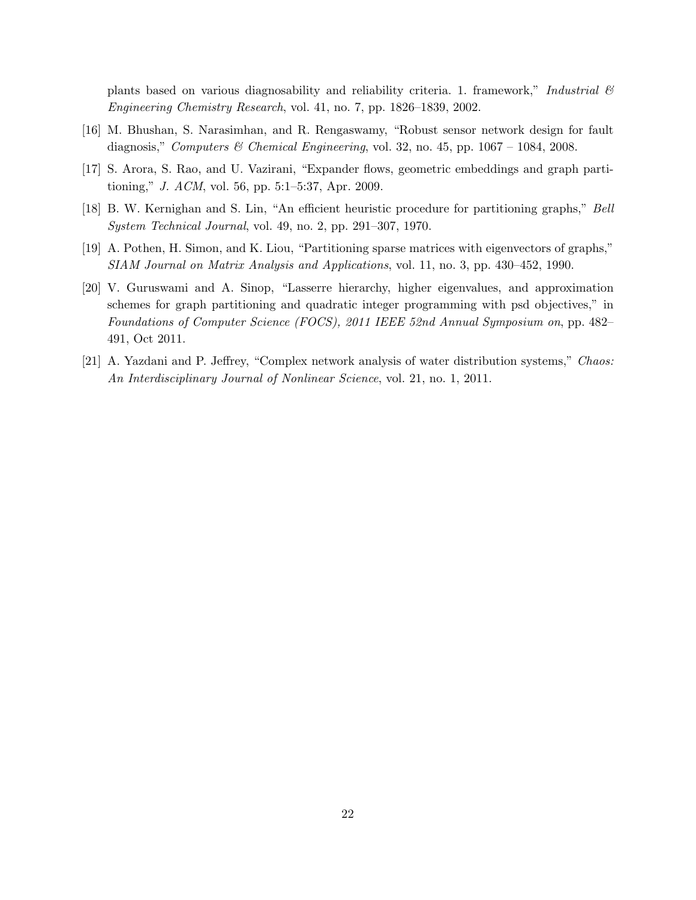plants based on various diagnosability and reliability criteria. 1. framework," *Industrial & Engineering Chemistry Research*, vol. 41, no. 7, pp. 1826–1839, 2002.

[16] M. Bhushan, S. Narasimhan, and R. Rengaswamy, "Robust sensor network design for fault diagnosis," *Computers & Chemical Engineering*, vol. 32, no. 45, pp. 1067 – 1084, 2008.

[17] S. Arora, S. Rao, and U. Vazirani, "Expander flows, geometric embeddings and graph partitioning," *J. ACM*, vol. 56, pp. 5:1–5:37, Apr. 2009.

[18] B. W. Kernighan and S. Lin, "An efficient heuristic procedure for partitioning graphs," *Bell System Technical Journal*, vol. 49, no. 2, pp. 291–307, 1970.

[19] A. Pothen, H. Simon, and K. Liou, "Partitioning sparse matrices with eigenvectors of graphs," *SIAM Journal on Matrix Analysis and Applications*, vol. 11, no. 3, pp. 430–452, 1990.

[20] V. Guruswami and A. Sinop, "Lasserre hierarchy, higher eigenvalues, and approximation schemes for graph partitioning and quadratic integer programming with psd objectives," in *Foundations of Computer Science (FOCS), 2011 IEEE 52nd Annual Symposium on*, pp. 482–491, Oct 2011.

[21] A. Yazdani and P. Jeffrey, "Complex network analysis of water distribution systems," *Chaos: An Interdisciplinary Journal of Nonlinear Science*, vol. 21, no. 1, 2011.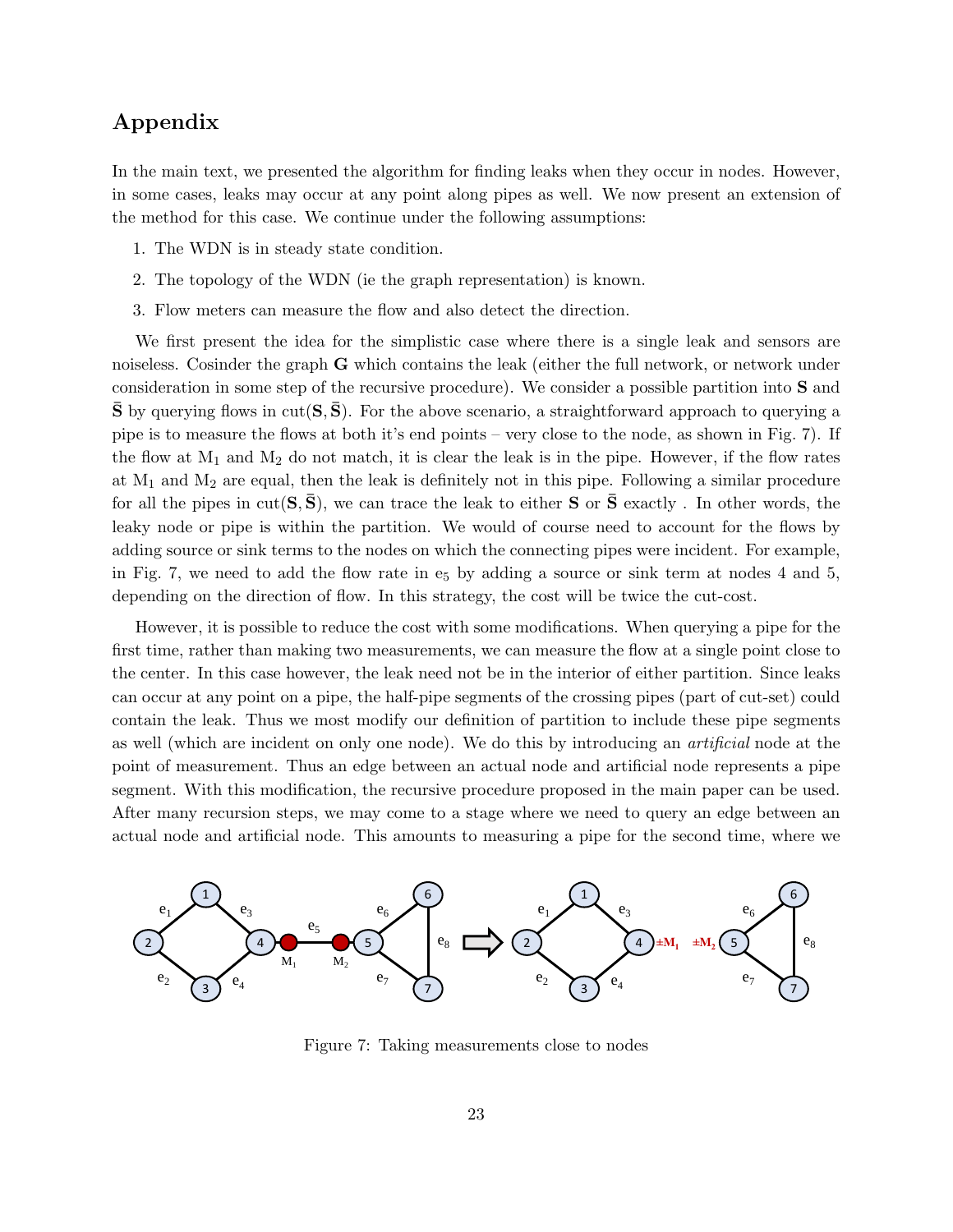# Appendix

In the main text, we presented the algorithm for finding leaks when they occur in nodes. However, in some cases, leaks may occur at any point along pipes as well. We now present an extension of the method for this case. We continue under the following assumptions:

1. The WDN is in steady state condition.
2. The topology of the WDN (ie the graph representation) is known.
3. Flow meters can measure the flow and also detect the direction.

We first present the idea for the simplistic case where there is a single leak and sensors are noiseless. Cosinder the graph $\mathbf{G}$ which contains the leak (either the full network, or network under consideration in some step of the recursive procedure). We consider a possible partition into $\mathbf{S}$ and $\bar{\mathbf{S}}$ by querying flows in cut$(\mathbf{S}, \bar{\mathbf{S}})$. For the above scenario, a straightforward approach to querying a pipe is to measure the flows at both it's end points – very close to the node, as shown in Fig. 7). If the flow at $M_1$ and $M_2$ do not match, it is clear the leak is in the pipe. However, if the flow rates at $M_1$ and $M_2$ are equal, then the leak is definitely not in this pipe. Following a similar procedure for all the pipes in cut$(\mathbf{S}, \bar{\mathbf{S}})$, we can trace the leak to either $\mathbf{S}$ or $\bar{\mathbf{S}}$ exactly . In other words, the leaky node or pipe is within the partition. We would of course need to account for the flows by adding source or sink terms to the nodes on which the connecting pipes were incident. For example, in Fig. 7, we need to add the flow rate in $e_5$ by adding a source or sink term at nodes 4 and 5, depending on the direction of flow. In this strategy, the cost will be twice the cut-cost.

However, it is possible to reduce the cost with some modifications. When querying a pipe for the first time, rather than making two measurements, we can measure the flow at a single point close to the center. In this case however, the leak need not be in the interior of either partition. Since leaks can occur at any point on a pipe, the half-pipe segments of the crossing pipes (part of cut-set) could contain the leak. Thus we most modify our definition of partition to include these pipe segments as well (which are incident on only one node). We do this by introducing an *artificial* node at the point of measurement. Thus an edge between an actual node and artificial node represents a pipe segment. With this modification, the recursive procedure proposed in the main paper can be used. After many recursion steps, we may come to a stage where we need to query an edge between an actual node and artificial node. This amounts to measuring a pipe for the second time, where we

Figure 7: Taking measurements close to nodes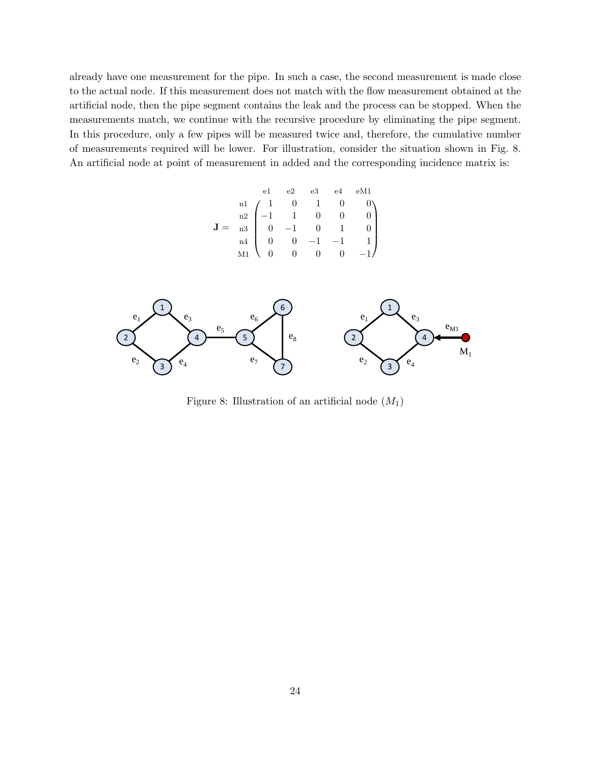already have one measurement for the pipe. In such a case, the second measurement is made close to the actual node. If this measurement does not match with the flow measurement obtained at the artificial node, then the pipe segment contains the leak and the process can be stopped. When the measurements match, we continue with the recursive procedure by eliminating the pipe segment. In this procedure, only a few pipes will be measured twice and, therefore, the cumulative number of measurements required will be lower. For illustration, consider the situation shown in Fig. 8. An artificial node at point of measurement in added and the corresponding incidence matrix is:

$$
\mathbf{J} = \begin{array}{c} \\ \text{n1} \\ \text{n2} \\ \text{n3} \\ \text{n4} \\ \text{M1} \end{array}
\begin{array}{c}
\begin{array}{ccccc} \text{e1} & \text{e2} & \text{e3} & \text{e4} & \text{eM1} \end{array} \\
\begin{pmatrix}
1 & 0 & 1 & 0 & 0 \\
-1 & 1 & 0 & 0 & 0 \\
0 & -1 & 0 & 1 & 0 \\
0 & 0 & -1 & -1 & 1 \\
0 & 0 & 0 & 0 & -1
\end{pmatrix}
\end{array}
$$

Figure 8: Illustration of an artificial node ($M_1$)